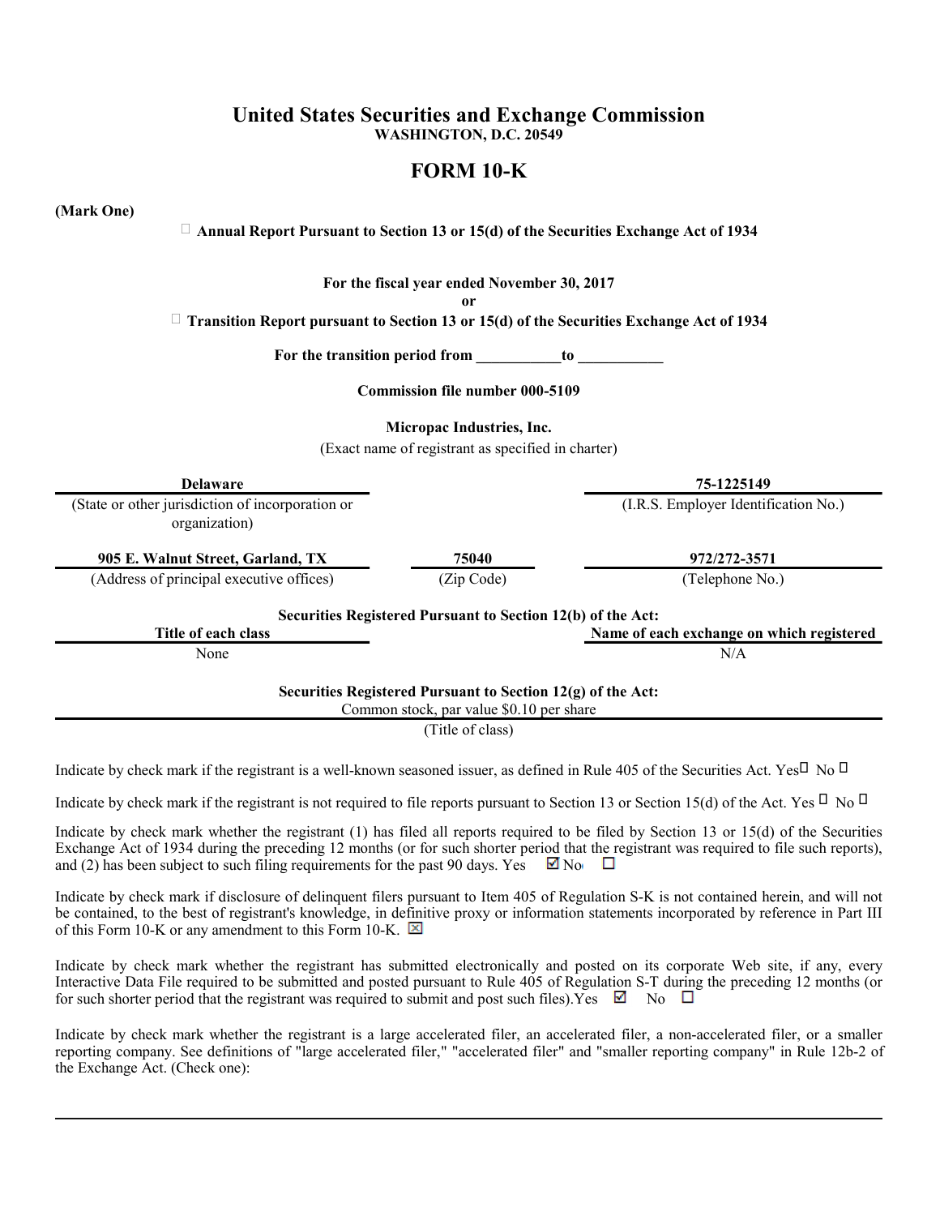# United States Securities and Exchange Commission

**WASHINGTON, D.C. 20549**

## FORM 10-K

**(Mark One)**

☐ **Annual Report Pursuant to Section 13 or 15(d) of the Securities Exchange Act of 1934**

**For the fiscal year ended November 30, 2017**

**or**

☐ **Transition Report pursuant to Section 13 or 15(d) of the Securities Exchange Act of 1934**

**For the transition period from ___________to ___________**

**Commission file number 000-5109**

**Micropac Industries, Inc.**

(Exact name of registrant as specified in charter)

| **Delaware** | | **75-1225149** |
|---|---|---|
| (State or other jurisdiction of incorporation or organization) | | (I.R.S. Employer Identification No.) |
| **905 E. Walnut Street, Garland, TX** | **75040** | **972/272-3571** |
| (Address of principal executive offices) | (Zip Code) | (Telephone No.) |

**Securities Registered Pursuant to Section 12(b) of the Act:**

| **Title of each class** | **Name of each exchange on which registered** |
|---|---|
| None | N/A |

**Securities Registered Pursuant to Section 12(g) of the Act:**

Common stock, par value $0.10 per share

(Title of class)

Indicate by check mark if the registrant is a well-known seasoned issuer, as defined in Rule 405 of the Securities Act. Yes☐ No ☐

Indicate by check mark if the registrant is not required to file reports pursuant to Section 13 or Section 15(d) of the Act. Yes ☐ No ☐

Indicate by check mark whether the registrant (1) has filed all reports required to be filed by Section 13 or 15(d) of the Securities Exchange Act of 1934 during the preceding 12 months (or for such shorter period that the registrant was required to file such reports), and (2) has been subject to such filing requirements for the past 90 days. Yes ☑ No ☐

Indicate by check mark if disclosure of delinquent filers pursuant to Item 405 of Regulation S-K is not contained herein, and will not be contained, to the best of registrant's knowledge, in definitive proxy or information statements incorporated by reference in Part III of this Form 10-K or any amendment to this Form 10-K. ☒

Indicate by check mark whether the registrant has submitted electronically and posted on its corporate Web site, if any, every Interactive Data File required to be submitted and posted pursuant to Rule 405 of Regulation S-T during the preceding 12 months (or for such shorter period that the registrant was required to submit and post such files).Yes ☑ No ☐

Indicate by check mark whether the registrant is a large accelerated filer, an accelerated filer, a non-accelerated filer, or a smaller reporting company. See definitions of "large accelerated filer," "accelerated filer" and "smaller reporting company" in Rule 12b-2 of the Exchange Act. (Check one):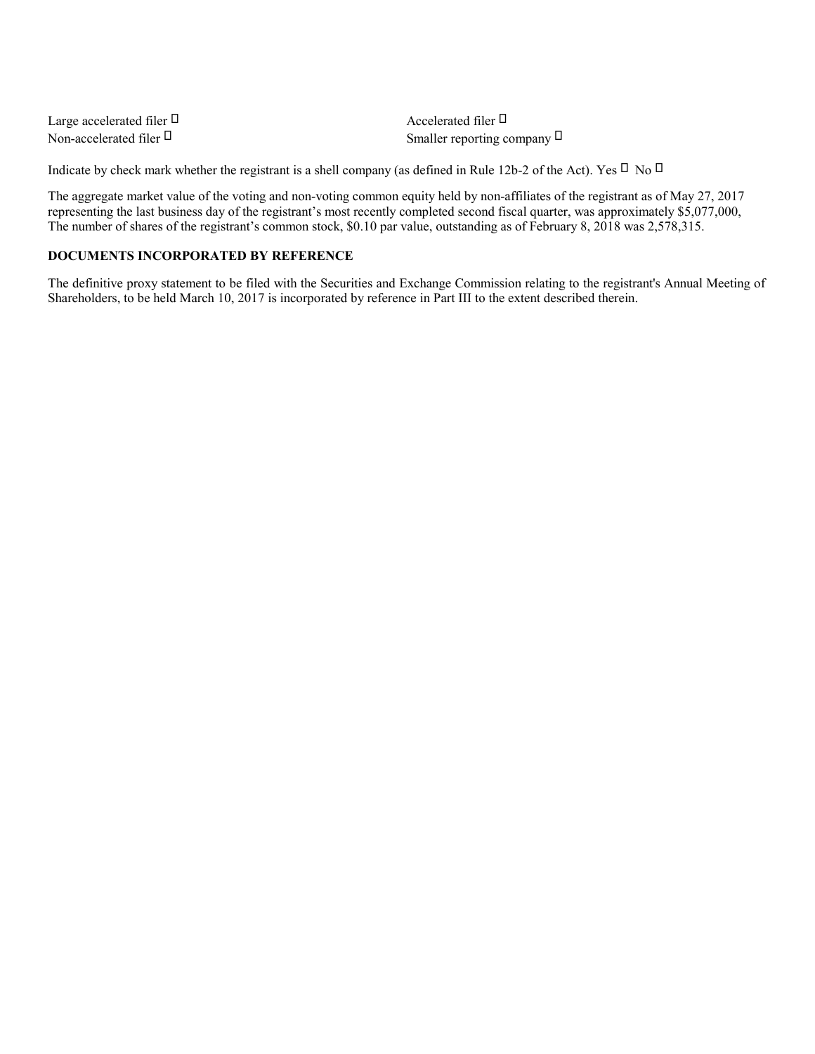Large accelerated filer ☐ Accelerated filer ☐
Non-accelerated filer ☐ Smaller reporting company ☐

Indicate by check mark whether the registrant is a shell company (as defined in Rule 12b-2 of the Act). Yes ☐ No ☐

The aggregate market value of the voting and non-voting common equity held by non-affiliates of the registrant as of May 27, 2017 representing the last business day of the registrant's most recently completed second fiscal quarter, was approximately $5,077,000, The number of shares of the registrant's common stock, $0.10 par value, outstanding as of February 8, 2018 was 2,578,315.

**DOCUMENTS INCORPORATED BY REFERENCE**

The definitive proxy statement to be filed with the Securities and Exchange Commission relating to the registrant's Annual Meeting of Shareholders, to be held March 10, 2017 is incorporated by reference in Part III to the extent described therein.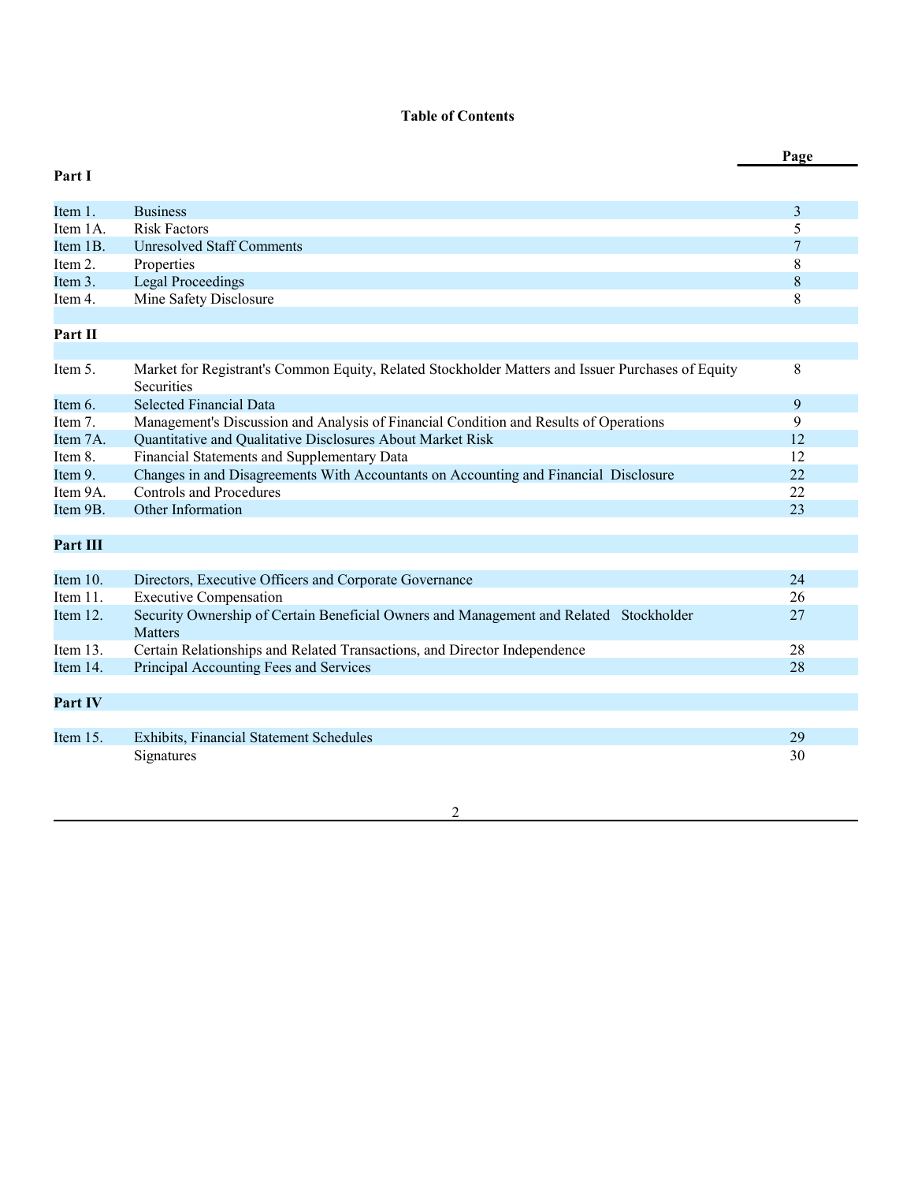# Table of Contents

| | | Page |
|---|---|---|
| **Part I** | | |
| Item 1. | Business | 3 |
| Item 1A. | Risk Factors | 5 |
| Item 1B. | Unresolved Staff Comments | 7 |
| Item 2. | Properties | 8 |
| Item 3. | Legal Proceedings | 8 |
| Item 4. | Mine Safety Disclosure | 8 |
| **Part II** | | |
| Item 5. | Market for Registrant's Common Equity, Related Stockholder Matters and Issuer Purchases of Equity Securities | 8 |
| Item 6. | Selected Financial Data | 9 |
| Item 7. | Management's Discussion and Analysis of Financial Condition and Results of Operations | 9 |
| Item 7A. | Quantitative and Qualitative Disclosures About Market Risk | 12 |
| Item 8. | Financial Statements and Supplementary Data | 12 |
| Item 9. | Changes in and Disagreements With Accountants on Accounting and Financial Disclosure | 22 |
| Item 9A. | Controls and Procedures | 22 |
| Item 9B. | Other Information | 23 |
| **Part III** | | |
| Item 10. | Directors, Executive Officers and Corporate Governance | 24 |
| Item 11. | Executive Compensation | 26 |
| Item 12. | Security Ownership of Certain Beneficial Owners and Management and Related Stockholder Matters | 27 |
| Item 13. | Certain Relationships and Related Transactions, and Director Independence | 28 |
| Item 14. | Principal Accounting Fees and Services | 28 |
| **Part IV** | | |
| Item 15. | Exhibits, Financial Statement Schedules | 29 |
| | Signatures | 30 |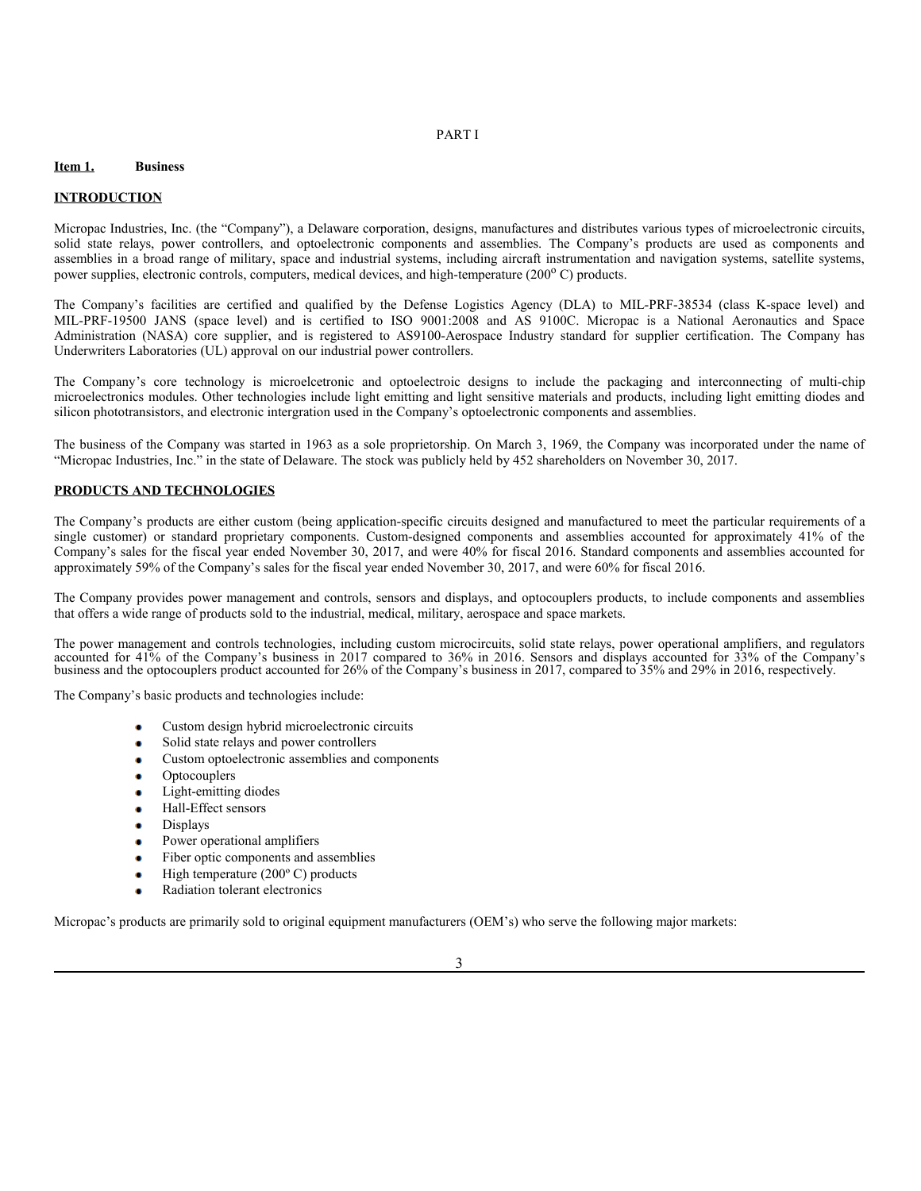PART I

**Item 1. Business**

**INTRODUCTION**

Micropac Industries, Inc. (the "Company"), a Delaware corporation, designs, manufactures and distributes various types of microelectronic circuits, solid state relays, power controllers, and optoelectronic components and assemblies. The Company's products are used as components and assemblies in a broad range of military, space and industrial systems, including aircraft instrumentation and navigation systems, satellite systems, power supplies, electronic controls, computers, medical devices, and high-temperature (200° C) products.

The Company's facilities are certified and qualified by the Defense Logistics Agency (DLA) to MIL-PRF-38534 (class K-space level) and MIL-PRF-19500 JANS (space level) and is certified to ISO 9001:2008 and AS 9100C. Micropac is a National Aeronautics and Space Administration (NASA) core supplier, and is registered to AS9100-Aerospace Industry standard for supplier certification. The Company has Underwriters Laboratories (UL) approval on our industrial power controllers.

The Company's core technology is microelcetronic and optoelectroic designs to include the packaging and interconnecting of multi-chip microelectronics modules. Other technologies include light emitting and light sensitive materials and products, including light emitting diodes and silicon phototransistors, and electronic intergration used in the Company's optoelectronic components and assemblies.

The business of the Company was started in 1963 as a sole proprietorship. On March 3, 1969, the Company was incorporated under the name of "Micropac Industries, Inc." in the state of Delaware. The stock was publicly held by 452 shareholders on November 30, 2017.

**PRODUCTS AND TECHNOLOGIES**

The Company's products are either custom (being application-specific circuits designed and manufactured to meet the particular requirements of a single customer) or standard proprietary components. Custom-designed components and assemblies accounted for approximately 41% of the Company's sales for the fiscal year ended November 30, 2017, and were 40% for fiscal 2016. Standard components and assemblies accounted for approximately 59% of the Company's sales for the fiscal year ended November 30, 2017, and were 60% for fiscal 2016.

The Company provides power management and controls, sensors and displays, and optocouplers products, to include components and assemblies that offers a wide range of products sold to the industrial, medical, military, aerospace and space markets.

The power management and controls technologies, including custom microcircuits, solid state relays, power operational amplifiers, and regulators accounted for 41% of the Company's business in 2017 compared to 36% in 2016. Sensors and displays accounted for 33% of the Company's business and the optocouplers product accounted for 26% of the Company's business in 2017, compared to 35% and 29% in 2016, respectively.

The Company's basic products and technologies include:

- Custom design hybrid microelectronic circuits
- Solid state relays and power controllers
- Custom optoelectronic assemblies and components
- Optocouplers
- Light-emitting diodes
- Hall-Effect sensors
- Displays
- Power operational amplifiers
- Fiber optic components and assemblies
- High temperature (200º C) products
- Radiation tolerant electronics

Micropac's products are primarily sold to original equipment manufacturers (OEM's) who serve the following major markets: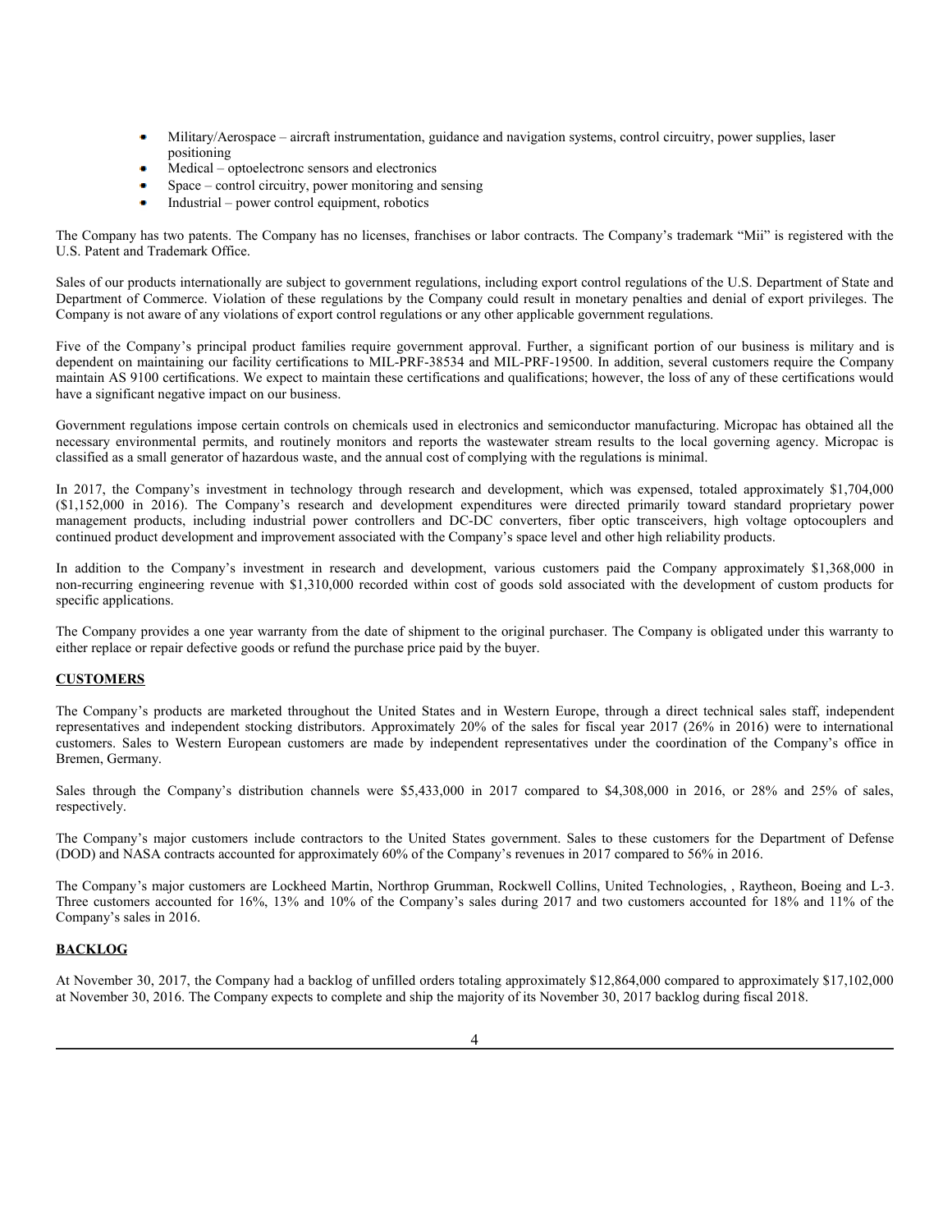- Military/Aerospace – aircraft instrumentation, guidance and navigation systems, control circuitry, power supplies, laser positioning
- Medical – optoelectronc sensors and electronics
- Space – control circuitry, power monitoring and sensing
- Industrial – power control equipment, robotics

The Company has two patents. The Company has no licenses, franchises or labor contracts. The Company's trademark "Mii" is registered with the U.S. Patent and Trademark Office.

Sales of our products internationally are subject to government regulations, including export control regulations of the U.S. Department of State and Department of Commerce. Violation of these regulations by the Company could result in monetary penalties and denial of export privileges. The Company is not aware of any violations of export control regulations or any other applicable government regulations.

Five of the Company's principal product families require government approval. Further, a significant portion of our business is military and is dependent on maintaining our facility certifications to MIL-PRF-38534 and MIL-PRF-19500. In addition, several customers require the Company maintain AS 9100 certifications. We expect to maintain these certifications and qualifications; however, the loss of any of these certifications would have a significant negative impact on our business.

Government regulations impose certain controls on chemicals used in electronics and semiconductor manufacturing. Micropac has obtained all the necessary environmental permits, and routinely monitors and reports the wastewater stream results to the local governing agency. Micropac is classified as a small generator of hazardous waste, and the annual cost of complying with the regulations is minimal.

In 2017, the Company's investment in technology through research and development, which was expensed, totaled approximately $1,704,000 ($1,152,000 in 2016). The Company's research and development expenditures were directed primarily toward standard proprietary power management products, including industrial power controllers and DC-DC converters, fiber optic transceivers, high voltage optocouplers and continued product development and improvement associated with the Company's space level and other high reliability products.

In addition to the Company's investment in research and development, various customers paid the Company approximately $1,368,000 in non-recurring engineering revenue with $1,310,000 recorded within cost of goods sold associated with the development of custom products for specific applications.

The Company provides a one year warranty from the date of shipment to the original purchaser. The Company is obligated under this warranty to either replace or repair defective goods or refund the purchase price paid by the buyer.

## CUSTOMERS

The Company's products are marketed throughout the United States and in Western Europe, through a direct technical sales staff, independent representatives and independent stocking distributors. Approximately 20% of the sales for fiscal year 2017 (26% in 2016) were to international customers. Sales to Western European customers are made by independent representatives under the coordination of the Company's office in Bremen, Germany.

Sales through the Company's distribution channels were $5,433,000 in 2017 compared to $4,308,000 in 2016, or 28% and 25% of sales, respectively.

The Company's major customers include contractors to the United States government. Sales to these customers for the Department of Defense (DOD) and NASA contracts accounted for approximately 60% of the Company's revenues in 2017 compared to 56% in 2016.

The Company's major customers are Lockheed Martin, Northrop Grumman, Rockwell Collins, United Technologies, , Raytheon, Boeing and L-3. Three customers accounted for 16%, 13% and 10% of the Company's sales during 2017 and two customers accounted for 18% and 11% of the Company's sales in 2016.

## BACKLOG

At November 30, 2017, the Company had a backlog of unfilled orders totaling approximately $12,864,000 compared to approximately $17,102,000 at November 30, 2016. The Company expects to complete and ship the majority of its November 30, 2017 backlog during fiscal 2018.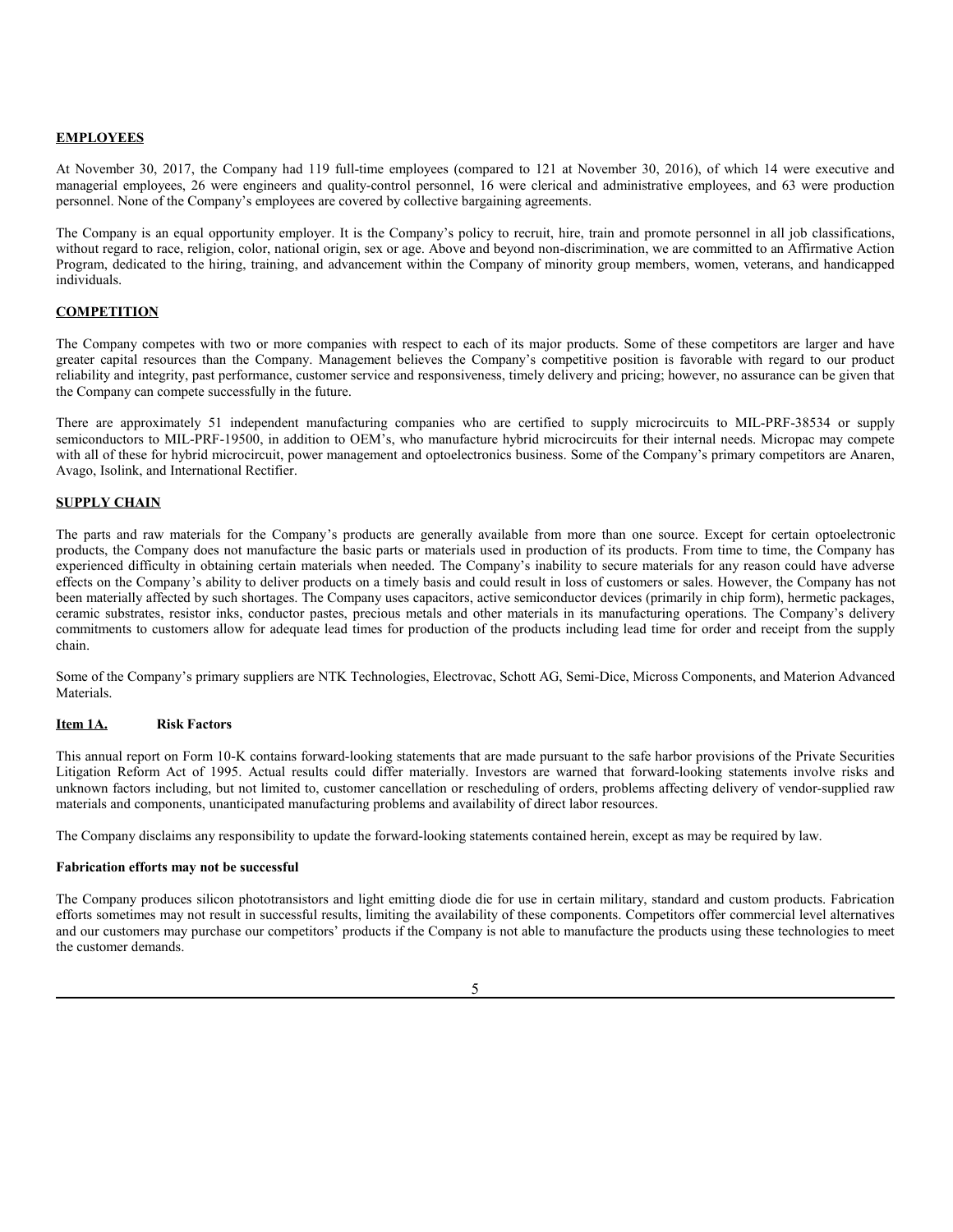## EMPLOYEES

At November 30, 2017, the Company had 119 full-time employees (compared to 121 at November 30, 2016), of which 14 were executive and managerial employees, 26 were engineers and quality-control personnel, 16 were clerical and administrative employees, and 63 were production personnel. None of the Company's employees are covered by collective bargaining agreements.

The Company is an equal opportunity employer. It is the Company's policy to recruit, hire, train and promote personnel in all job classifications, without regard to race, religion, color, national origin, sex or age. Above and beyond non-discrimination, we are committed to an Affirmative Action Program, dedicated to the hiring, training, and advancement within the Company of minority group members, women, veterans, and handicapped individuals.

## COMPETITION

The Company competes with two or more companies with respect to each of its major products. Some of these competitors are larger and have greater capital resources than the Company. Management believes the Company's competitive position is favorable with regard to our product reliability and integrity, past performance, customer service and responsiveness, timely delivery and pricing; however, no assurance can be given that the Company can compete successfully in the future.

There are approximately 51 independent manufacturing companies who are certified to supply microcircuits to MIL-PRF-38534 or supply semiconductors to MIL-PRF-19500, in addition to OEM's, who manufacture hybrid microcircuits for their internal needs. Micropac may compete with all of these for hybrid microcircuit, power management and optoelectronics business. Some of the Company's primary competitors are Anaren, Avago, Isolink, and International Rectifier.

## SUPPLY CHAIN

The parts and raw materials for the Company's products are generally available from more than one source. Except for certain optoelectronic products, the Company does not manufacture the basic parts or materials used in production of its products. From time to time, the Company has experienced difficulty in obtaining certain materials when needed. The Company's inability to secure materials for any reason could have adverse effects on the Company's ability to deliver products on a timely basis and could result in loss of customers or sales. However, the Company has not been materially affected by such shortages. The Company uses capacitors, active semiconductor devices (primarily in chip form), hermetic packages, ceramic substrates, resistor inks, conductor pastes, precious metals and other materials in its manufacturing operations. The Company's delivery commitments to customers allow for adequate lead times for production of the products including lead time for order and receipt from the supply chain.

Some of the Company's primary suppliers are NTK Technologies, Electrovac, Schott AG, Semi-Dice, Micross Components, and Materion Advanced Materials.

## Item 1A. Risk Factors

This annual report on Form 10-K contains forward-looking statements that are made pursuant to the safe harbor provisions of the Private Securities Litigation Reform Act of 1995. Actual results could differ materially. Investors are warned that forward-looking statements involve risks and unknown factors including, but not limited to, customer cancellation or rescheduling of orders, problems affecting delivery of vendor-supplied raw materials and components, unanticipated manufacturing problems and availability of direct labor resources.

The Company disclaims any responsibility to update the forward-looking statements contained herein, except as may be required by law.

### Fabrication efforts may not be successful

The Company produces silicon phototransistors and light emitting diode die for use in certain military, standard and custom products. Fabrication efforts sometimes may not result in successful results, limiting the availability of these components. Competitors offer commercial level alternatives and our customers may purchase our competitors' products if the Company is not able to manufacture the products using these technologies to meet the customer demands.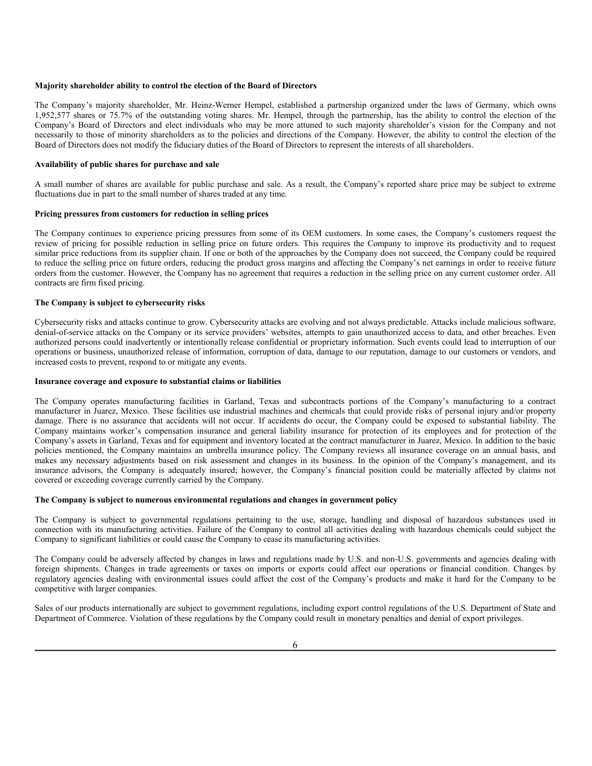**Majority shareholder ability to control the election of the Board of Directors**

The Company's majority shareholder, Mr. Heinz-Werner Hempel, established a partnership organized under the laws of Germany, which owns 1,952,577 shares or 75.7% of the outstanding voting shares. Mr. Hempel, through the partnership, has the ability to control the election of the Company's Board of Directors and elect individuals who may be more attuned to such majority shareholder's vision for the Company and not necessarily to those of minority shareholders as to the policies and directions of the Company. However, the ability to control the election of the Board of Directors does not modify the fiduciary duties of the Board of Directors to represent the interests of all shareholders.

**Availability of public shares for purchase and sale**

A small number of shares are available for public purchase and sale. As a result, the Company's reported share price may be subject to extreme fluctuations due in part to the small number of shares traded at any time.

**Pricing pressures from customers for reduction in selling prices**

The Company continues to experience pricing pressures from some of its OEM customers. In some cases, the Company's customers request the review of pricing for possible reduction in selling price on future orders. This requires the Company to improve its productivity and to request similar price reductions from its supplier chain. If one or both of the approaches by the Company does not succeed, the Company could be required to reduce the selling price on future orders, reducing the product gross margins and affecting the Company's net earnings in order to receive future orders from the customer. However, the Company has no agreement that requires a reduction in the selling price on any current customer order. All contracts are firm fixed pricing.

**The Company is subject to cybersecurity risks**

Cybersecurity risks and attacks continue to grow. Cybersecurity attacks are evolving and not always predictable. Attacks include malicious software, denial-of-service attacks on the Company or its service providers' websites, attempts to gain unauthorized access to data, and other breaches. Even authorized persons could inadvertently or intentionally release confidential or proprietary information. Such events could lead to interruption of our operations or business, unauthorized release of information, corruption of data, damage to our reputation, damage to our customers or vendors, and increased costs to prevent, respond to or mitigate any events.

**Insurance coverage and exposure to substantial claims or liabilities**

The Company operates manufacturing facilities in Garland, Texas and subcontracts portions of the Company's manufacturing to a contract manufacturer in Juarez, Mexico. These facilities use industrial machines and chemicals that could provide risks of personal injury and/or property damage. There is no assurance that accidents will not occur. If accidents do occur, the Company could be exposed to substantial liability. The Company maintains worker's compensation insurance and general liability insurance for protection of its employees and for protection of the Company's assets in Garland, Texas and for equipment and inventory located at the contract manufacturer in Juarez, Mexico. In addition to the basic policies mentioned, the Company maintains an umbrella insurance policy. The Company reviews all insurance coverage on an annual basis, and makes any necessary adjustments based on risk assessment and changes in its business. In the opinion of the Company's management, and its insurance advisors, the Company is adequately insured; however, the Company's financial position could be materially affected by claims not covered or exceeding coverage currently carried by the Company.

**The Company is subject to numerous environmental regulations and changes in government policy**

The Company is subject to governmental regulations pertaining to the use, storage, handling and disposal of hazardous substances used in connection with its manufacturing activities. Failure of the Company to control all activities dealing with hazardous chemicals could subject the Company to significant liabilities or could cause the Company to cease its manufacturing activities.

The Company could be adversely affected by changes in laws and regulations made by U.S. and non-U.S. governments and agencies dealing with foreign shipments. Changes in trade agreements or taxes on imports or exports could affect our operations or financial condition. Changes by regulatory agencies dealing with environmental issues could affect the cost of the Company's products and make it hard for the Company to be competitive with larger companies.

Sales of our products internationally are subject to government regulations, including export control regulations of the U.S. Department of State and Department of Commerce. Violation of these regulations by the Company could result in monetary penalties and denial of export privileges.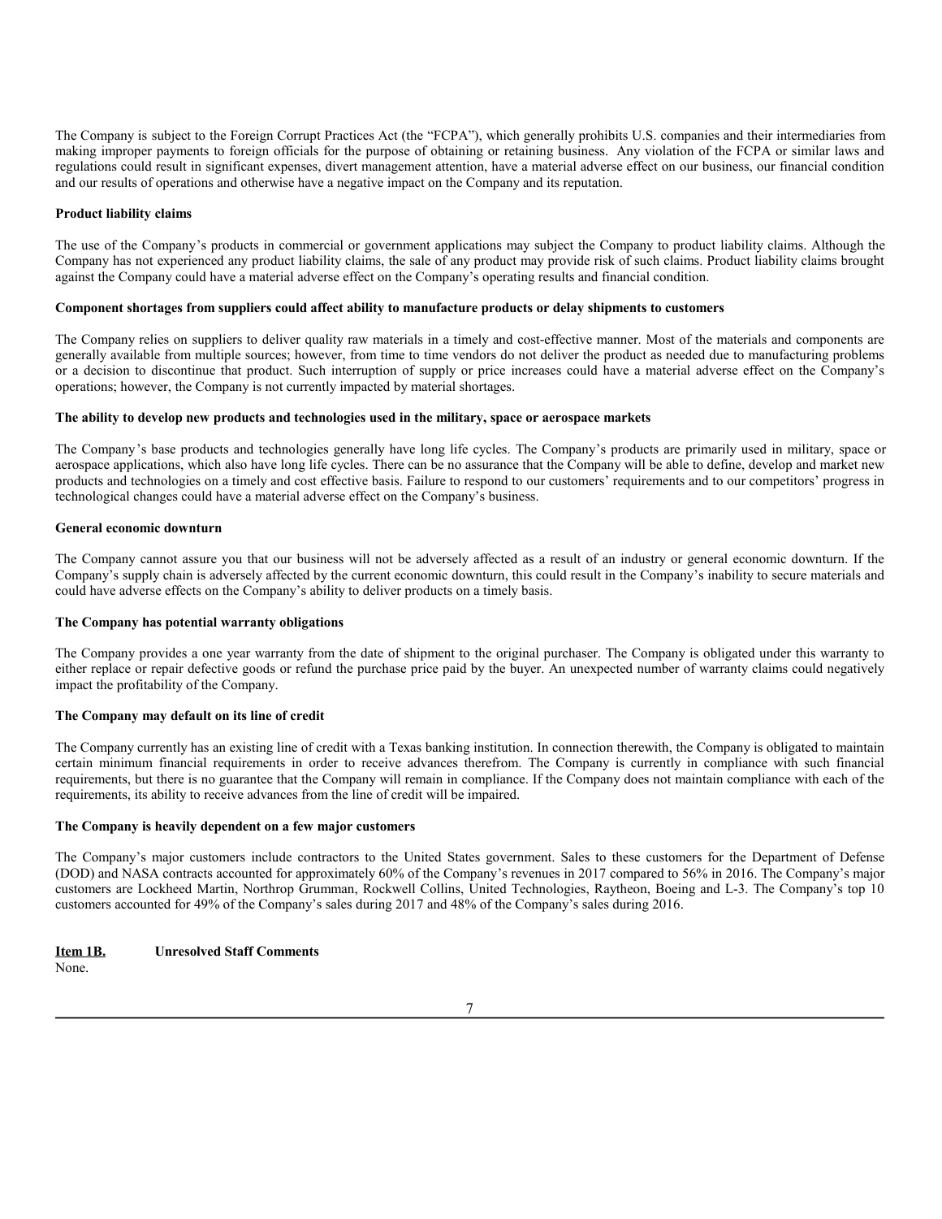The Company is subject to the Foreign Corrupt Practices Act (the "FCPA"), which generally prohibits U.S. companies and their intermediaries from making improper payments to foreign officials for the purpose of obtaining or retaining business. Any violation of the FCPA or similar laws and regulations could result in significant expenses, divert management attention, have a material adverse effect on our business, our financial condition and our results of operations and otherwise have a negative impact on the Company and its reputation.

**Product liability claims**

The use of the Company's products in commercial or government applications may subject the Company to product liability claims. Although the Company has not experienced any product liability claims, the sale of any product may provide risk of such claims. Product liability claims brought against the Company could have a material adverse effect on the Company's operating results and financial condition.

**Component shortages from suppliers could affect ability to manufacture products or delay shipments to customers**

The Company relies on suppliers to deliver quality raw materials in a timely and cost-effective manner. Most of the materials and components are generally available from multiple sources; however, from time to time vendors do not deliver the product as needed due to manufacturing problems or a decision to discontinue that product. Such interruption of supply or price increases could have a material adverse effect on the Company's operations; however, the Company is not currently impacted by material shortages.

**The ability to develop new products and technologies used in the military, space or aerospace markets**

The Company's base products and technologies generally have long life cycles. The Company's products are primarily used in military, space or aerospace applications, which also have long life cycles. There can be no assurance that the Company will be able to define, develop and market new products and technologies on a timely and cost effective basis. Failure to respond to our customers' requirements and to our competitors' progress in technological changes could have a material adverse effect on the Company's business.

**General economic downturn**

The Company cannot assure you that our business will not be adversely affected as a result of an industry or general economic downturn. If the Company's supply chain is adversely affected by the current economic downturn, this could result in the Company's inability to secure materials and could have adverse effects on the Company's ability to deliver products on a timely basis.

**The Company has potential warranty obligations**

The Company provides a one year warranty from the date of shipment to the original purchaser. The Company is obligated under this warranty to either replace or repair defective goods or refund the purchase price paid by the buyer. An unexpected number of warranty claims could negatively impact the profitability of the Company.

**The Company may default on its line of credit**

The Company currently has an existing line of credit with a Texas banking institution. In connection therewith, the Company is obligated to maintain certain minimum financial requirements in order to receive advances therefrom. The Company is currently in compliance with such financial requirements, but there is no guarantee that the Company will remain in compliance. If the Company does not maintain compliance with each of the requirements, its ability to receive advances from the line of credit will be impaired.

**The Company is heavily dependent on a few major customers**

The Company's major customers include contractors to the United States government. Sales to these customers for the Department of Defense (DOD) and NASA contracts accounted for approximately 60% of the Company's revenues in 2017 compared to 56% in 2016. The Company's major customers are Lockheed Martin, Northrop Grumman, Rockwell Collins, United Technologies, Raytheon, Boeing and L-3. The Company's top 10 customers accounted for 49% of the Company's sales during 2017 and 48% of the Company's sales during 2016.

**Item 1B. Unresolved Staff Comments**

None.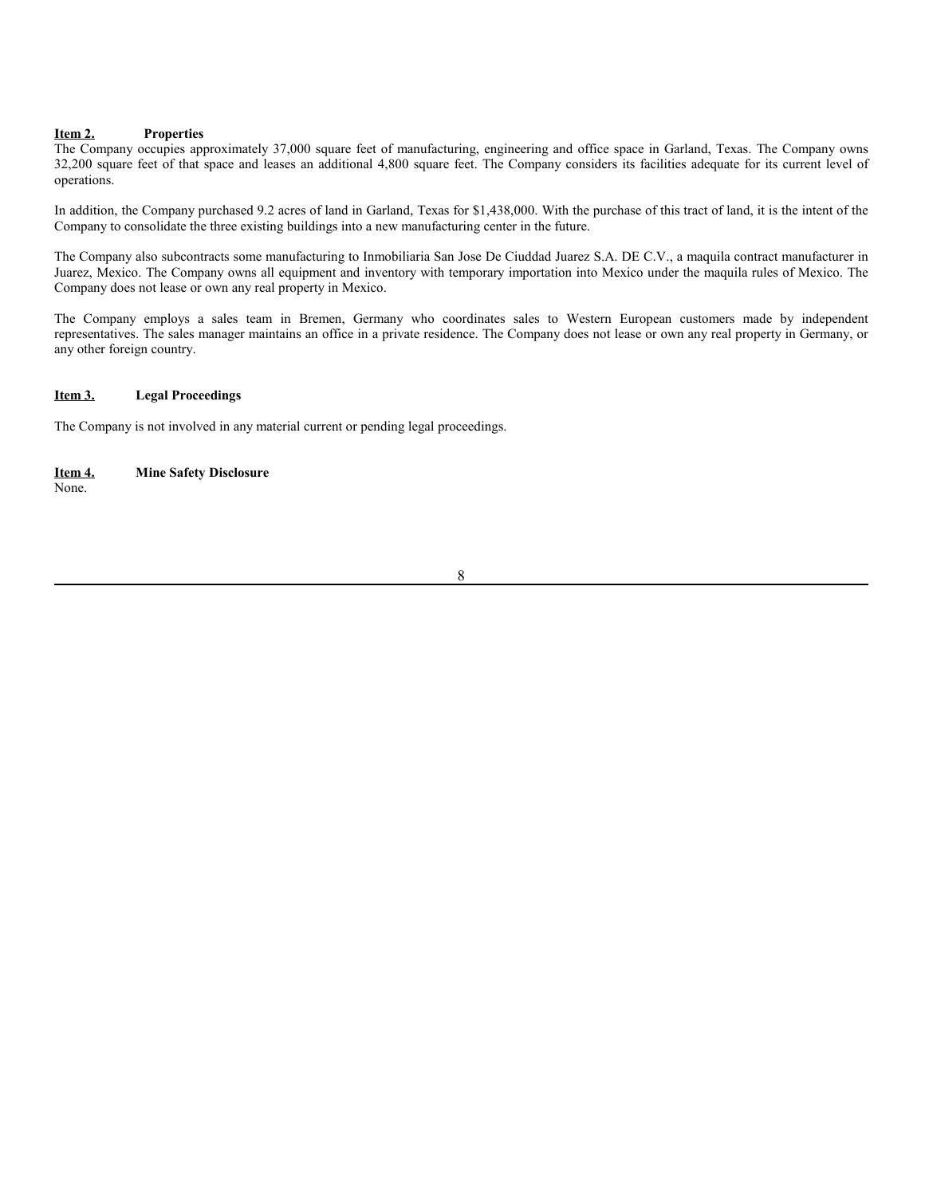## Item 2. Properties

The Company occupies approximately 37,000 square feet of manufacturing, engineering and office space in Garland, Texas. The Company owns 32,200 square feet of that space and leases an additional 4,800 square feet. The Company considers its facilities adequate for its current level of operations.

In addition, the Company purchased 9.2 acres of land in Garland, Texas for $1,438,000. With the purchase of this tract of land, it is the intent of the Company to consolidate the three existing buildings into a new manufacturing center in the future.

The Company also subcontracts some manufacturing to Inmobiliaria San Jose De Ciuddad Juarez S.A. DE C.V., a maquila contract manufacturer in Juarez, Mexico. The Company owns all equipment and inventory with temporary importation into Mexico under the maquila rules of Mexico. The Company does not lease or own any real property in Mexico.

The Company employs a sales team in Bremen, Germany who coordinates sales to Western European customers made by independent representatives. The sales manager maintains an office in a private residence. The Company does not lease or own any real property in Germany, or any other foreign country.

## Item 3. Legal Proceedings

The Company is not involved in any material current or pending legal proceedings.

## Item 4. Mine Safety Disclosure

None.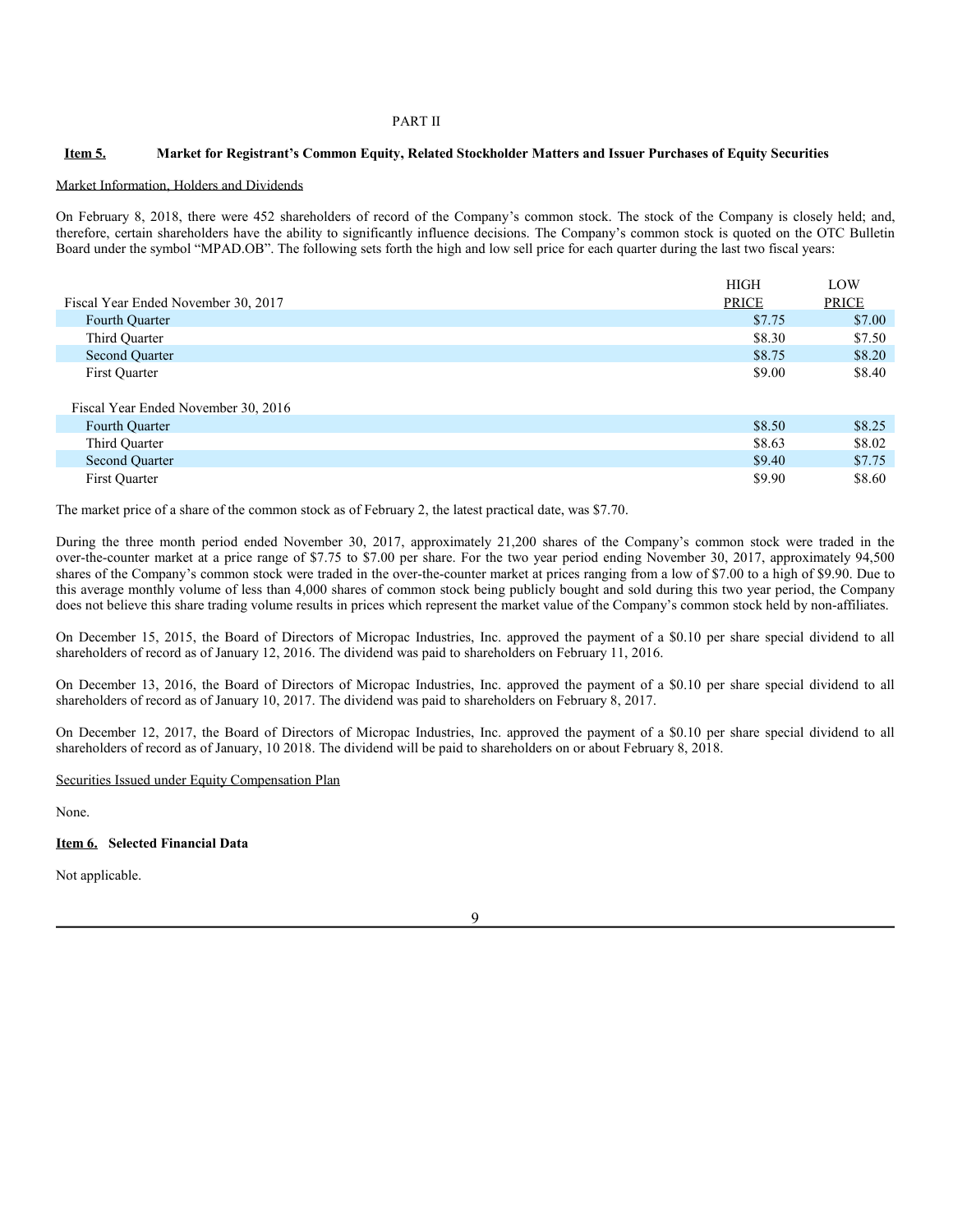PART II

## Item 5. Market for Registrant's Common Equity, Related Stockholder Matters and Issuer Purchases of Equity Securities

Market Information, Holders and Dividends

On February 8, 2018, there were 452 shareholders of record of the Company's common stock. The stock of the Company is closely held; and, therefore, certain shareholders have the ability to significantly influence decisions. The Company's common stock is quoted on the OTC Bulletin Board under the symbol "MPAD.OB". The following sets forth the high and low sell price for each quarter during the last two fiscal years:

| | HIGH PRICE | LOW PRICE |
|---|---|---|
| Fiscal Year Ended November 30, 2017 | | |
| Fourth Quarter | $7.75 | $7.00 |
| Third Quarter | $8.30 | $7.50 |
| Second Quarter | $8.75 | $8.20 |
| First Quarter | $9.00 | $8.40 |
| Fiscal Year Ended November 30, 2016 | | |
| Fourth Quarter | $8.50 | $8.25 |
| Third Quarter | $8.63 | $8.02 |
| Second Quarter | $9.40 | $7.75 |
| First Quarter | $9.90 | $8.60 |

The market price of a share of the common stock as of February 2, the latest practical date, was $7.70.

During the three month period ended November 30, 2017, approximately 21,200 shares of the Company's common stock were traded in the over-the-counter market at a price range of $7.75 to $7.00 per share. For the two year period ending November 30, 2017, approximately 94,500 shares of the Company's common stock were traded in the over-the-counter market at prices ranging from a low of $7.00 to a high of $9.90. Due to this average monthly volume of less than 4,000 shares of common stock being publicly bought and sold during this two year period, the Company does not believe this share trading volume results in prices which represent the market value of the Company's common stock held by non-affiliates.

On December 15, 2015, the Board of Directors of Micropac Industries, Inc. approved the payment of a $0.10 per share special dividend to all shareholders of record as of January 12, 2016. The dividend was paid to shareholders on February 11, 2016.

On December 13, 2016, the Board of Directors of Micropac Industries, Inc. approved the payment of a $0.10 per share special dividend to all shareholders of record as of January 10, 2017. The dividend was paid to shareholders on February 8, 2017.

On December 12, 2017, the Board of Directors of Micropac Industries, Inc. approved the payment of a $0.10 per share special dividend to all shareholders of record as of January, 10 2018. The dividend will be paid to shareholders on or about February 8, 2018.

Securities Issued under Equity Compensation Plan

None.

## Item 6. Selected Financial Data

Not applicable.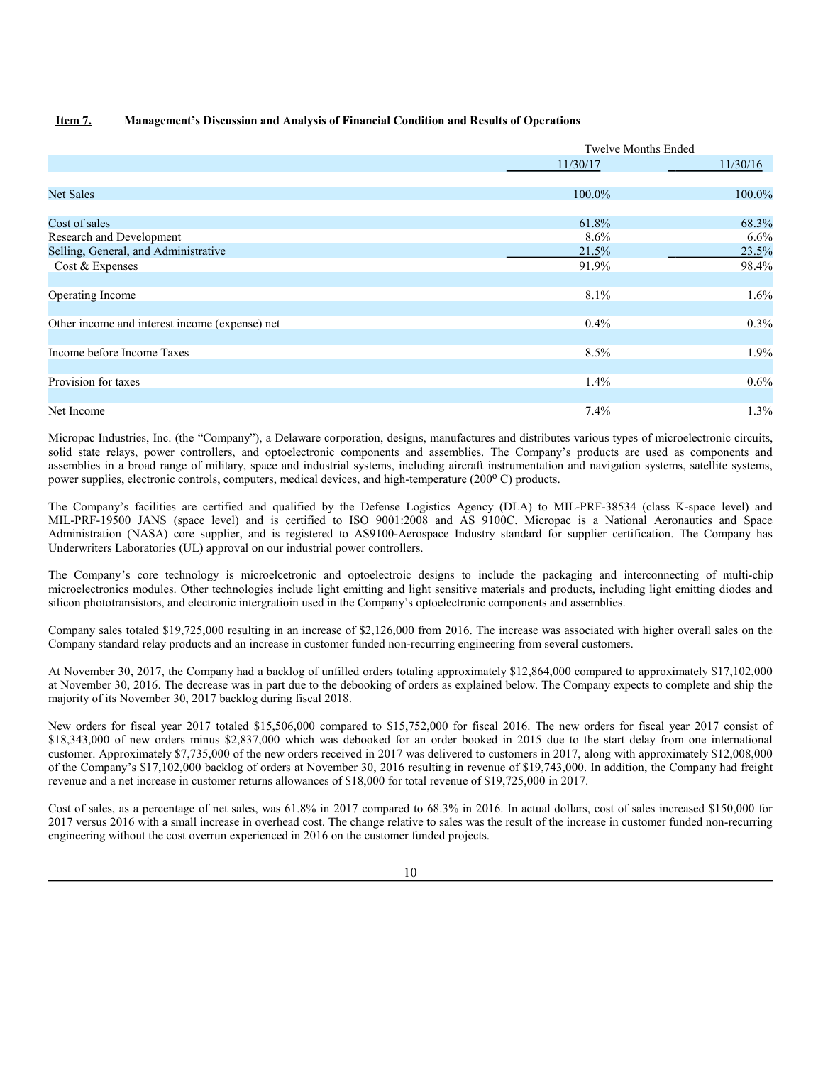**Item 7. Management's Discussion and Analysis of Financial Condition and Results of Operations**

| | Twelve Months Ended | |
|---|---|---|
| | 11/30/17 | 11/30/16 |
| Net Sales | 100.0% | 100.0% |
| Cost of sales | 61.8% | 68.3% |
| Research and Development | 8.6% | 6.6% |
| Selling, General, and Administrative | 21.5% | 23.5% |
| Cost & Expenses | 91.9% | 98.4% |
| Operating Income | 8.1% | 1.6% |
| Other income and interest income (expense) net | 0.4% | 0.3% |
| Income before Income Taxes | 8.5% | 1.9% |
| Provision for taxes | 1.4% | 0.6% |
| Net Income | 7.4% | 1.3% |

Micropac Industries, Inc. (the "Company"), a Delaware corporation, designs, manufactures and distributes various types of microelectronic circuits, solid state relays, power controllers, and optoelectronic components and assemblies. The Company's products are used as components and assemblies in a broad range of military, space and industrial systems, including aircraft instrumentation and navigation systems, satellite systems, power supplies, electronic controls, computers, medical devices, and high-temperature (200° C) products.

The Company's facilities are certified and qualified by the Defense Logistics Agency (DLA) to MIL-PRF-38534 (class K-space level) and MIL-PRF-19500 JANS (space level) and is certified to ISO 9001:2008 and AS 9100C. Micropac is a National Aeronautics and Space Administration (NASA) core supplier, and is registered to AS9100-Aerospace Industry standard for supplier certification. The Company has Underwriters Laboratories (UL) approval on our industrial power controllers.

The Company's core technology is microelcetronic and optoelectroic designs to include the packaging and interconnecting of multi-chip microelectronics modules. Other technologies include light emitting and light sensitive materials and products, including light emitting diodes and silicon phototransistors, and electronic intergratioin used in the Company's optoelectronic components and assemblies.

Company sales totaled $19,725,000 resulting in an increase of $2,126,000 from 2016. The increase was associated with higher overall sales on the Company standard relay products and an increase in customer funded non-recurring engineering from several customers.

At November 30, 2017, the Company had a backlog of unfilled orders totaling approximately $12,864,000 compared to approximately $17,102,000 at November 30, 2016. The decrease was in part due to the debooking of orders as explained below. The Company expects to complete and ship the majority of its November 30, 2017 backlog during fiscal 2018.

New orders for fiscal year 2017 totaled $15,506,000 compared to $15,752,000 for fiscal 2016. The new orders for fiscal year 2017 consist of $18,343,000 of new orders minus $2,837,000 which was debooked for an order booked in 2015 due to the start delay from one international customer. Approximately $7,735,000 of the new orders received in 2017 was delivered to customers in 2017, along with approximately $12,008,000 of the Company's $17,102,000 backlog of orders at November 30, 2016 resulting in revenue of $19,743,000. In addition, the Company had freight revenue and a net increase in customer returns allowances of $18,000 for total revenue of $19,725,000 in 2017.

Cost of sales, as a percentage of net sales, was 61.8% in 2017 compared to 68.3% in 2016. In actual dollars, cost of sales increased $150,000 for 2017 versus 2016 with a small increase in overhead cost. The change relative to sales was the result of the increase in customer funded non-recurring engineering without the cost overrun experienced in 2016 on the customer funded projects.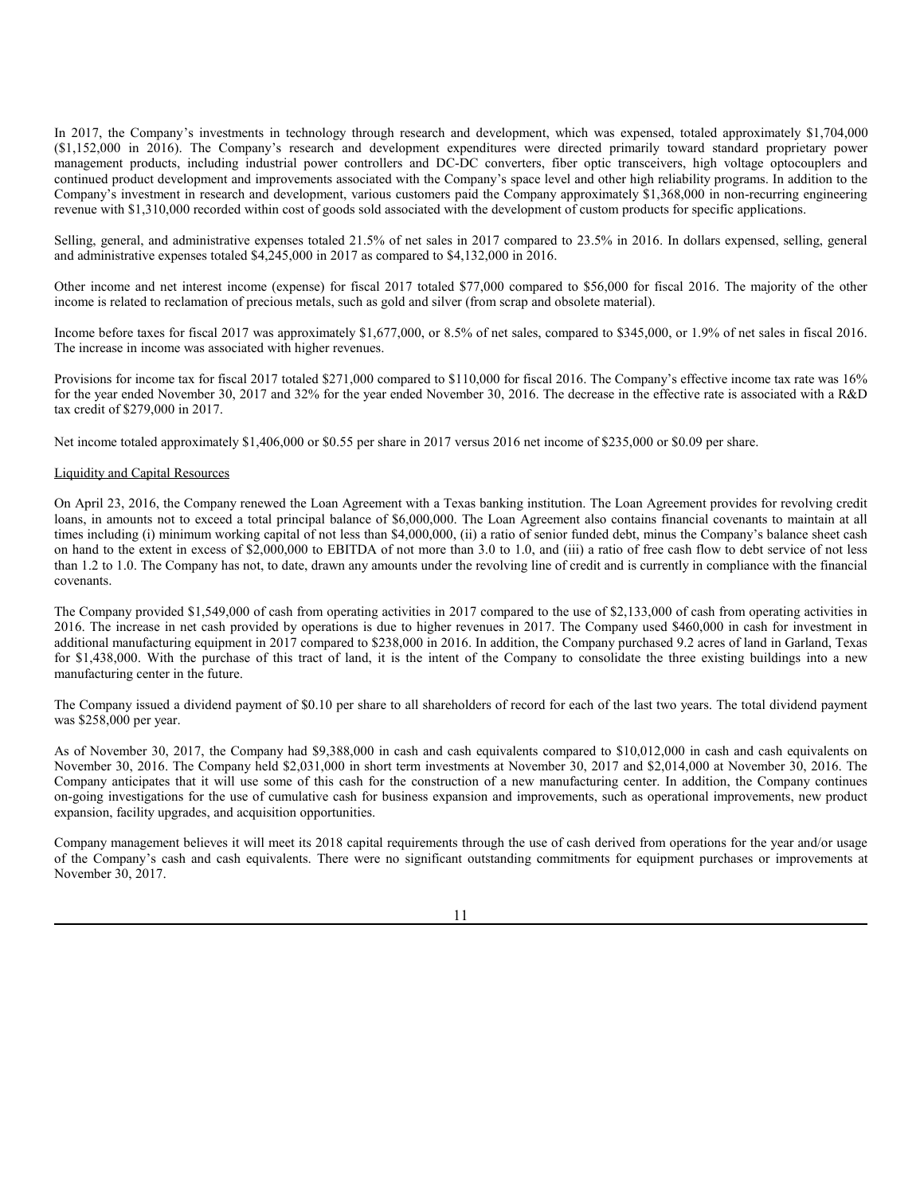In 2017, the Company's investments in technology through research and development, which was expensed, totaled approximately $1,704,000 ($1,152,000 in 2016). The Company's research and development expenditures were directed primarily toward standard proprietary power management products, including industrial power controllers and DC-DC converters, fiber optic transceivers, high voltage optocouplers and continued product development and improvements associated with the Company's space level and other high reliability programs. In addition to the Company's investment in research and development, various customers paid the Company approximately $1,368,000 in non-recurring engineering revenue with $1,310,000 recorded within cost of goods sold associated with the development of custom products for specific applications.

Selling, general, and administrative expenses totaled 21.5% of net sales in 2017 compared to 23.5% in 2016. In dollars expensed, selling, general and administrative expenses totaled $4,245,000 in 2017 as compared to $4,132,000 in 2016.

Other income and net interest income (expense) for fiscal 2017 totaled $77,000 compared to $56,000 for fiscal 2016. The majority of the other income is related to reclamation of precious metals, such as gold and silver (from scrap and obsolete material).

Income before taxes for fiscal 2017 was approximately $1,677,000, or 8.5% of net sales, compared to $345,000, or 1.9% of net sales in fiscal 2016. The increase in income was associated with higher revenues.

Provisions for income tax for fiscal 2017 totaled $271,000 compared to $110,000 for fiscal 2016. The Company's effective income tax rate was 16% for the year ended November 30, 2017 and 32% for the year ended November 30, 2016. The decrease in the effective rate is associated with a R&D tax credit of $279,000 in 2017.

Net income totaled approximately $1,406,000 or $0.55 per share in 2017 versus 2016 net income of $235,000 or $0.09 per share.

Liquidity and Capital Resources

On April 23, 2016, the Company renewed the Loan Agreement with a Texas banking institution. The Loan Agreement provides for revolving credit loans, in amounts not to exceed a total principal balance of $6,000,000. The Loan Agreement also contains financial covenants to maintain at all times including (i) minimum working capital of not less than $4,000,000, (ii) a ratio of senior funded debt, minus the Company's balance sheet cash on hand to the extent in excess of $2,000,000 to EBITDA of not more than 3.0 to 1.0, and (iii) a ratio of free cash flow to debt service of not less than 1.2 to 1.0. The Company has not, to date, drawn any amounts under the revolving line of credit and is currently in compliance with the financial covenants.

The Company provided $1,549,000 of cash from operating activities in 2017 compared to the use of $2,133,000 of cash from operating activities in 2016. The increase in net cash provided by operations is due to higher revenues in 2017. The Company used $460,000 in cash for investment in additional manufacturing equipment in 2017 compared to $238,000 in 2016. In addition, the Company purchased 9.2 acres of land in Garland, Texas for $1,438,000. With the purchase of this tract of land, it is the intent of the Company to consolidate the three existing buildings into a new manufacturing center in the future.

The Company issued a dividend payment of $0.10 per share to all shareholders of record for each of the last two years. The total dividend payment was $258,000 per year.

As of November 30, 2017, the Company had $9,388,000 in cash and cash equivalents compared to $10,012,000 in cash and cash equivalents on November 30, 2016. The Company held $2,031,000 in short term investments at November 30, 2017 and $2,014,000 at November 30, 2016. The Company anticipates that it will use some of this cash for the construction of a new manufacturing center. In addition, the Company continues on-going investigations for the use of cumulative cash for business expansion and improvements, such as operational improvements, new product expansion, facility upgrades, and acquisition opportunities.

Company management believes it will meet its 2018 capital requirements through the use of cash derived from operations for the year and/or usage of the Company's cash and cash equivalents. There were no significant outstanding commitments for equipment purchases or improvements at November 30, 2017.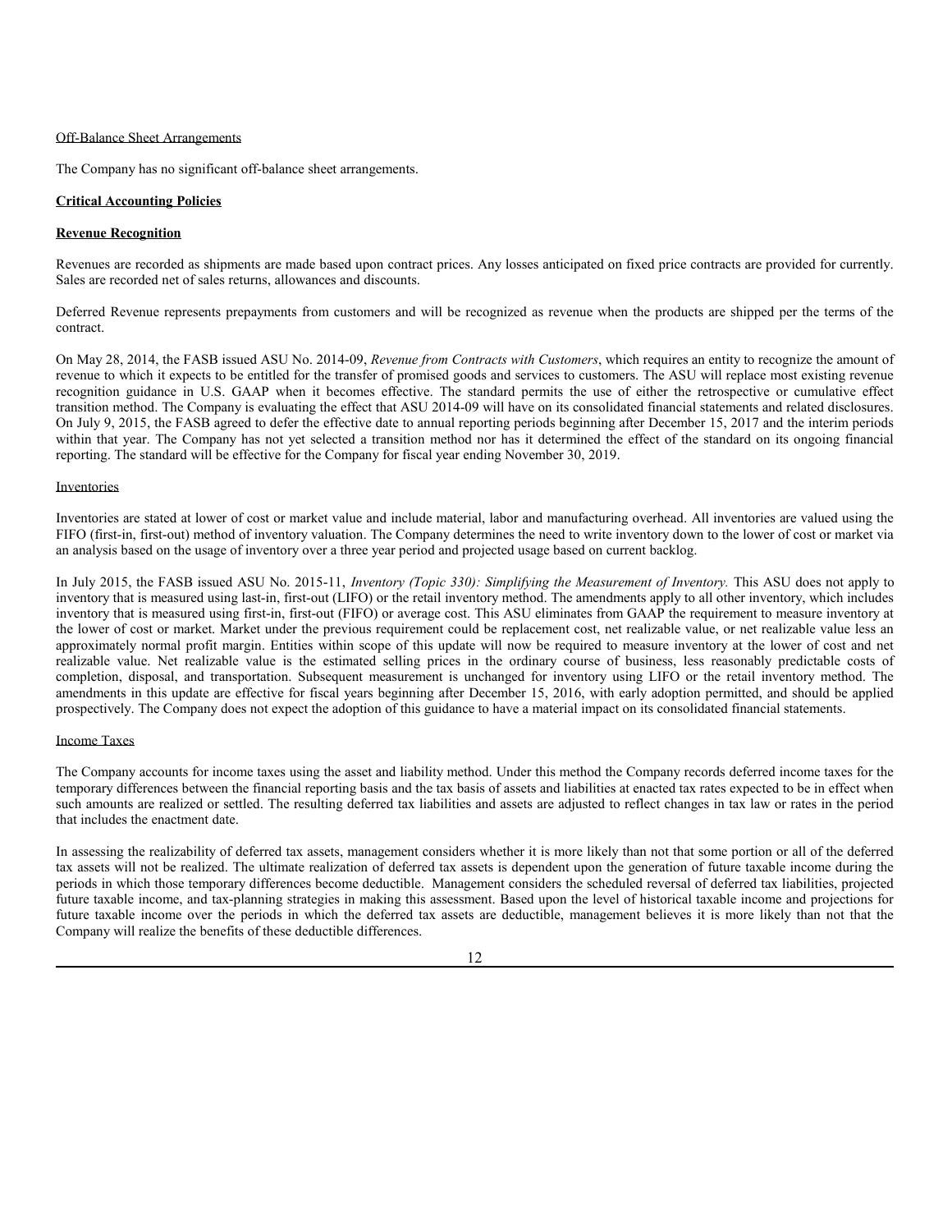Off-Balance Sheet Arrangements

The Company has no significant off-balance sheet arrangements.

**Critical Accounting Policies**

**Revenue Recognition**

Revenues are recorded as shipments are made based upon contract prices. Any losses anticipated on fixed price contracts are provided for currently. Sales are recorded net of sales returns, allowances and discounts.

Deferred Revenue represents prepayments from customers and will be recognized as revenue when the products are shipped per the terms of the contract.

On May 28, 2014, the FASB issued ASU No. 2014-09, *Revenue from Contracts with Customers*, which requires an entity to recognize the amount of revenue to which it expects to be entitled for the transfer of promised goods and services to customers. The ASU will replace most existing revenue recognition guidance in U.S. GAAP when it becomes effective. The standard permits the use of either the retrospective or cumulative effect transition method. The Company is evaluating the effect that ASU 2014-09 will have on its consolidated financial statements and related disclosures. On July 9, 2015, the FASB agreed to defer the effective date to annual reporting periods beginning after December 15, 2017 and the interim periods within that year. The Company has not yet selected a transition method nor has it determined the effect of the standard on its ongoing financial reporting. The standard will be effective for the Company for fiscal year ending November 30, 2019.

Inventories

Inventories are stated at lower of cost or market value and include material, labor and manufacturing overhead. All inventories are valued using the FIFO (first-in, first-out) method of inventory valuation. The Company determines the need to write inventory down to the lower of cost or market via an analysis based on the usage of inventory over a three year period and projected usage based on current backlog.

In July 2015, the FASB issued ASU No. 2015-11, *Inventory (Topic 330): Simplifying the Measurement of Inventory.* This ASU does not apply to inventory that is measured using last-in, first-out (LIFO) or the retail inventory method. The amendments apply to all other inventory, which includes inventory that is measured using first-in, first-out (FIFO) or average cost. This ASU eliminates from GAAP the requirement to measure inventory at the lower of cost or market. Market under the previous requirement could be replacement cost, net realizable value, or net realizable value less an approximately normal profit margin. Entities within scope of this update will now be required to measure inventory at the lower of cost and net realizable value. Net realizable value is the estimated selling prices in the ordinary course of business, less reasonably predictable costs of completion, disposal, and transportation. Subsequent measurement is unchanged for inventory using LIFO or the retail inventory method. The amendments in this update are effective for fiscal years beginning after December 15, 2016, with early adoption permitted, and should be applied prospectively. The Company does not expect the adoption of this guidance to have a material impact on its consolidated financial statements.

Income Taxes

The Company accounts for income taxes using the asset and liability method. Under this method the Company records deferred income taxes for the temporary differences between the financial reporting basis and the tax basis of assets and liabilities at enacted tax rates expected to be in effect when such amounts are realized or settled. The resulting deferred tax liabilities and assets are adjusted to reflect changes in tax law or rates in the period that includes the enactment date.

In assessing the realizability of deferred tax assets, management considers whether it is more likely than not that some portion or all of the deferred tax assets will not be realized. The ultimate realization of deferred tax assets is dependent upon the generation of future taxable income during the periods in which those temporary differences become deductible. Management considers the scheduled reversal of deferred tax liabilities, projected future taxable income, and tax-planning strategies in making this assessment. Based upon the level of historical taxable income and projections for future taxable income over the periods in which the deferred tax assets are deductible, management believes it is more likely than not that the Company will realize the benefits of these deductible differences.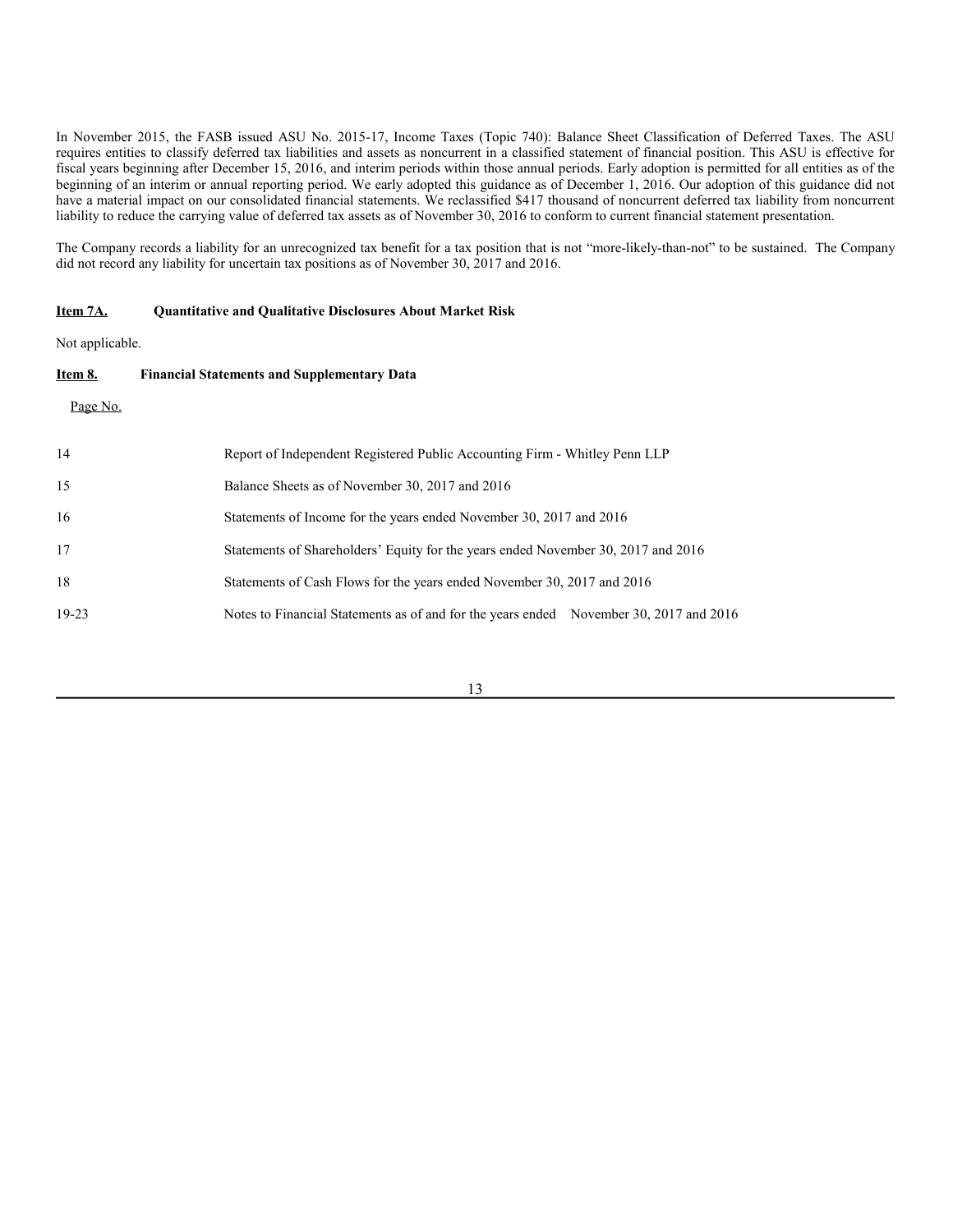In November 2015, the FASB issued ASU No. 2015-17, Income Taxes (Topic 740): Balance Sheet Classification of Deferred Taxes. The ASU requires entities to classify deferred tax liabilities and assets as noncurrent in a classified statement of financial position. This ASU is effective for fiscal years beginning after December 15, 2016, and interim periods within those annual periods. Early adoption is permitted for all entities as of the beginning of an interim or annual reporting period. We early adopted this guidance as of December 1, 2016. Our adoption of this guidance did not have a material impact on our consolidated financial statements. We reclassified $417 thousand of noncurrent deferred tax liability from noncurrent liability to reduce the carrying value of deferred tax assets as of November 30, 2016 to conform to current financial statement presentation.

The Company records a liability for an unrecognized tax benefit for a tax position that is not "more-likely-than-not" to be sustained. The Company did not record any liability for uncertain tax positions as of November 30, 2017 and 2016.

**Item 7A. Quantitative and Qualitative Disclosures About Market Risk**

Not applicable.

**Item 8. Financial Statements and Supplementary Data**

| Page No. | |
|---|---|
| 14 | Report of Independent Registered Public Accounting Firm - Whitley Penn LLP |
| 15 | Balance Sheets as of November 30, 2017 and 2016 |
| 16 | Statements of Income for the years ended November 30, 2017 and 2016 |
| 17 | Statements of Shareholders' Equity for the years ended November 30, 2017 and 2016 |
| 18 | Statements of Cash Flows for the years ended November 30, 2017 and 2016 |
| 19-23 | Notes to Financial Statements as of and for the years ended November 30, 2017 and 2016 |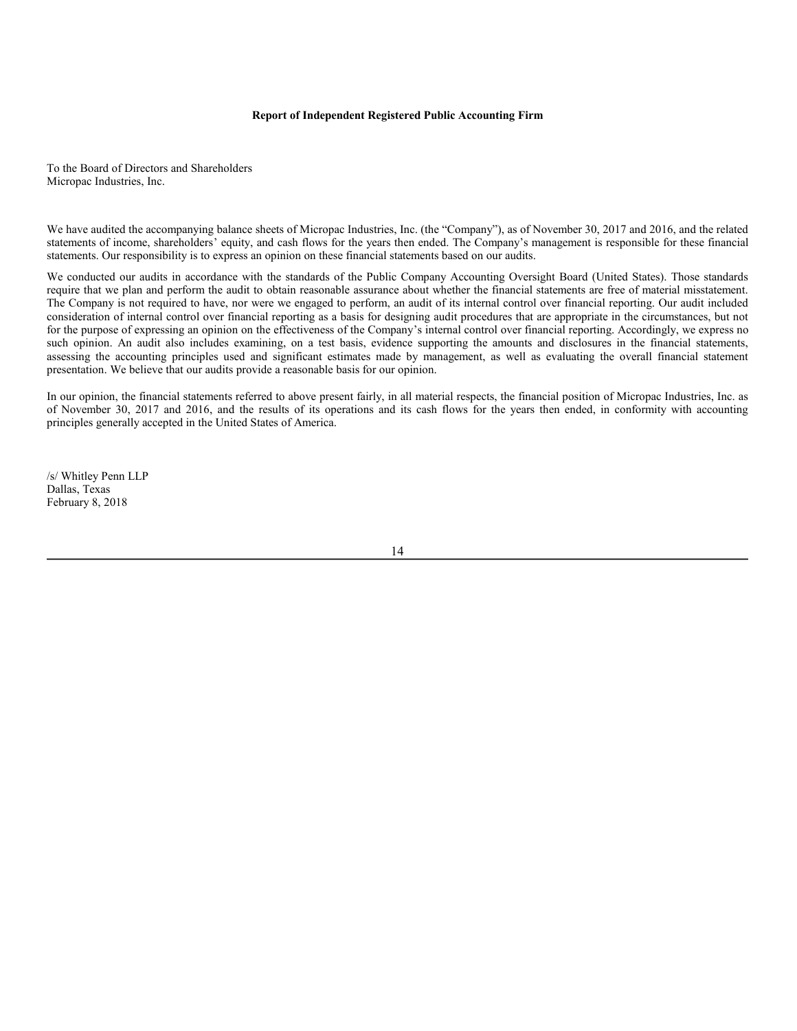**Report of Independent Registered Public Accounting Firm**

To the Board of Directors and Shareholders
Micropac Industries, Inc.

We have audited the accompanying balance sheets of Micropac Industries, Inc. (the "Company"), as of November 30, 2017 and 2016, and the related statements of income, shareholders' equity, and cash flows for the years then ended. The Company's management is responsible for these financial statements. Our responsibility is to express an opinion on these financial statements based on our audits.

We conducted our audits in accordance with the standards of the Public Company Accounting Oversight Board (United States). Those standards require that we plan and perform the audit to obtain reasonable assurance about whether the financial statements are free of material misstatement. The Company is not required to have, nor were we engaged to perform, an audit of its internal control over financial reporting. Our audit included consideration of internal control over financial reporting as a basis for designing audit procedures that are appropriate in the circumstances, but not for the purpose of expressing an opinion on the effectiveness of the Company's internal control over financial reporting. Accordingly, we express no such opinion. An audit also includes examining, on a test basis, evidence supporting the amounts and disclosures in the financial statements, assessing the accounting principles used and significant estimates made by management, as well as evaluating the overall financial statement presentation. We believe that our audits provide a reasonable basis for our opinion.

In our opinion, the financial statements referred to above present fairly, in all material respects, the financial position of Micropac Industries, Inc. as of November 30, 2017 and 2016, and the results of its operations and its cash flows for the years then ended, in conformity with accounting principles generally accepted in the United States of America.

/s/ Whitley Penn LLP
Dallas, Texas
February 8, 2018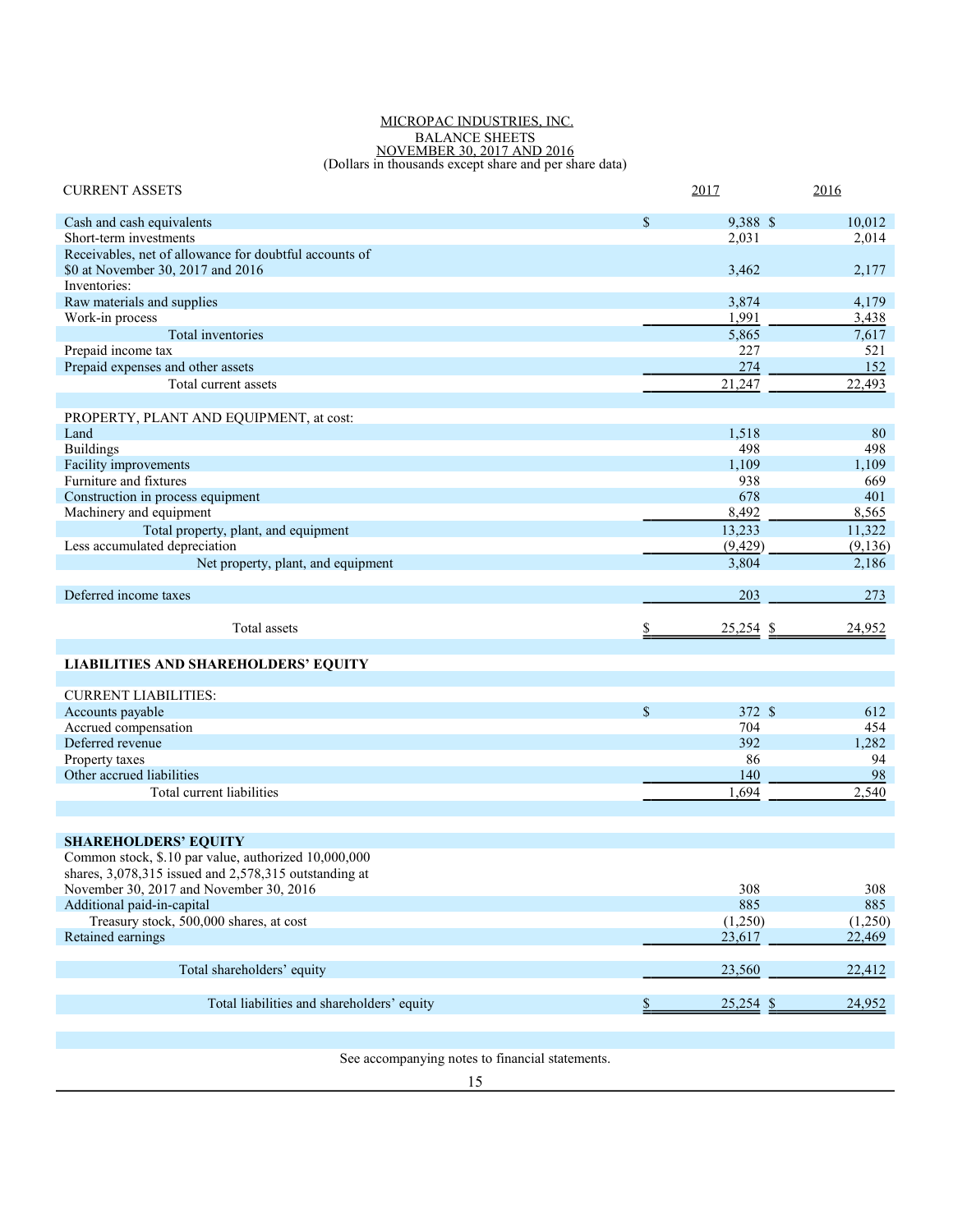MICROPAC INDUSTRIES, INC.

BALANCE SHEETS

NOVEMBER 30, 2017 AND 2016

(Dollars in thousands except share and per share data)

| CURRENT ASSETS | 2017 | 2016 |
|---|---|---|
| Cash and cash equivalents | $ 9,388 | $ 10,012 |
| Short-term investments | 2,031 | 2,014 |
| Receivables, net of allowance for doubtful accounts of $0 at November 30, 2017 and 2016 | 3,462 | 2,177 |
| Inventories: | | |
| Raw materials and supplies | 3,874 | 4,179 |
| Work-in process | 1,991 | 3,438 |
| Total inventories | 5,865 | 7,617 |
| Prepaid income tax | 227 | 521 |
| Prepaid expenses and other assets | 274 | 152 |
| Total current assets | 21,247 | 22,493 |
| | | |
| PROPERTY, PLANT AND EQUIPMENT, at cost: | | |
| Land | 1,518 | 80 |
| Buildings | 498 | 498 |
| Facility improvements | 1,109 | 1,109 |
| Furniture and fixtures | 938 | 669 |
| Construction in process equipment | 678 | 401 |
| Machinery and equipment | 8,492 | 8,565 |
| Total property, plant, and equipment | 13,233 | 11,322 |
| Less accumulated depreciation | (9,429) | (9,136) |
| Net property, plant, and equipment | 3,804 | 2,186 |
| | | |
| Deferred income taxes | 203 | 273 |
| | | |
| Total assets | $ 25,254 | $ 24,952 |
| | | |
| **LIABILITIES AND SHAREHOLDERS' EQUITY** | | |
| | | |
| CURRENT LIABILITIES: | | |
| Accounts payable | $ 372 | $ 612 |
| Accrued compensation | 704 | 454 |
| Deferred revenue | 392 | 1,282 |
| Property taxes | 86 | 94 |
| Other accrued liabilities | 140 | 98 |
| Total current liabilities | 1,694 | 2,540 |
| | | |
| **SHAREHOLDERS' EQUITY** | | |
| Common stock, $.10 par value, authorized 10,000,000 shares, 3,078,315 issued and 2,578,315 outstanding at November 30, 2017 and November 30, 2016 | 308 | 308 |
| Additional paid-in-capital | 885 | 885 |
| Treasury stock, 500,000 shares, at cost | (1,250) | (1,250) |
| Retained earnings | 23,617 | 22,469 |
| | | |
| Total shareholders' equity | 23,560 | 22,412 |
| | | |
| Total liabilities and shareholders' equity | $ 25,254 | $ 24,952 |

See accompanying notes to financial statements.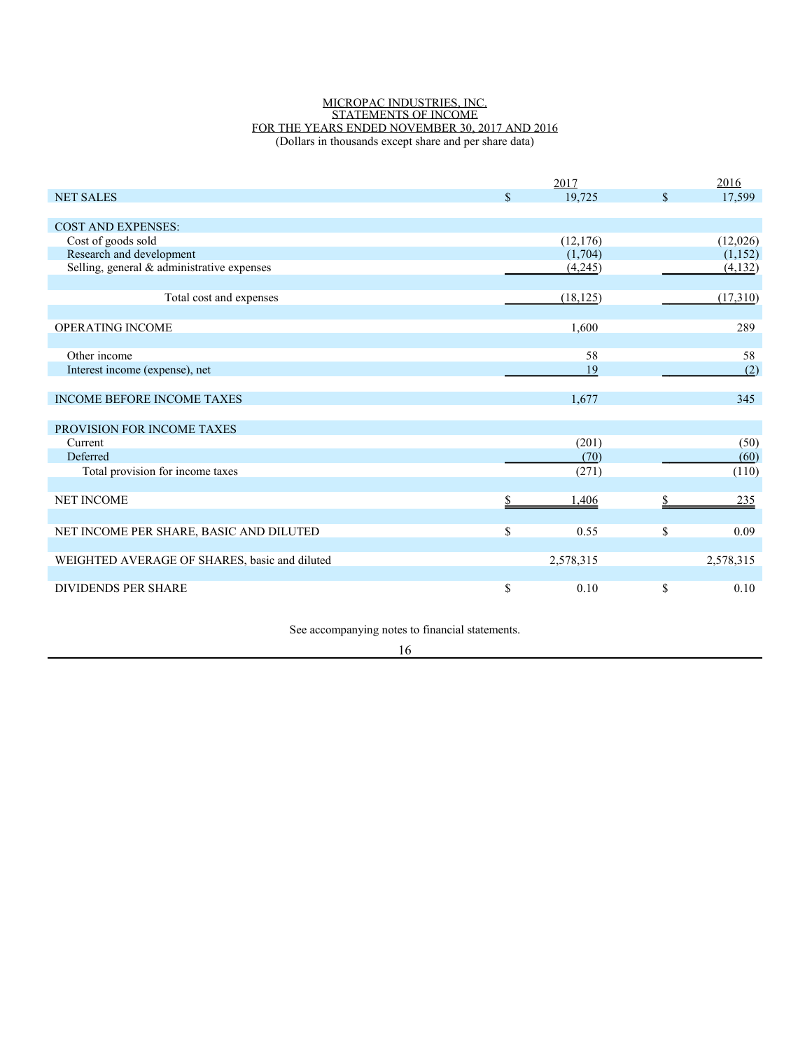MICROPAC INDUSTRIES, INC.
STATEMENTS OF INCOME
FOR THE YEARS ENDED NOVEMBER 30, 2017 AND 2016
(Dollars in thousands except share and per share data)

| | 2017 | 2016 |
|---|---|---|
| NET SALES | $ 19,725 | $ 17,599 |
| | | |
| COST AND EXPENSES: | | |
| Cost of goods sold | (12,176) | (12,026) |
| Research and development | (1,704) | (1,152) |
| Selling, general & administrative expenses | (4,245) | (4,132) |
| | | |
| Total cost and expenses | (18,125) | (17,310) |
| | | |
| OPERATING INCOME | 1,600 | 289 |
| | | |
| Other income | 58 | 58 |
| Interest income (expense), net | 19 | (2) |
| | | |
| INCOME BEFORE INCOME TAXES | 1,677 | 345 |
| | | |
| PROVISION FOR INCOME TAXES | | |
| Current | (201) | (50) |
| Deferred | (70) | (60) |
| Total provision for income taxes | (271) | (110) |
| | | |
| NET INCOME | $ 1,406 | $ 235 |
| | | |
| NET INCOME PER SHARE, BASIC AND DILUTED | $ 0.55 | $ 0.09 |
| | | |
| WEIGHTED AVERAGE OF SHARES, basic and diluted | 2,578,315 | 2,578,315 |
| | | |
| DIVIDENDS PER SHARE | $ 0.10 | $ 0.10 |

See accompanying notes to financial statements.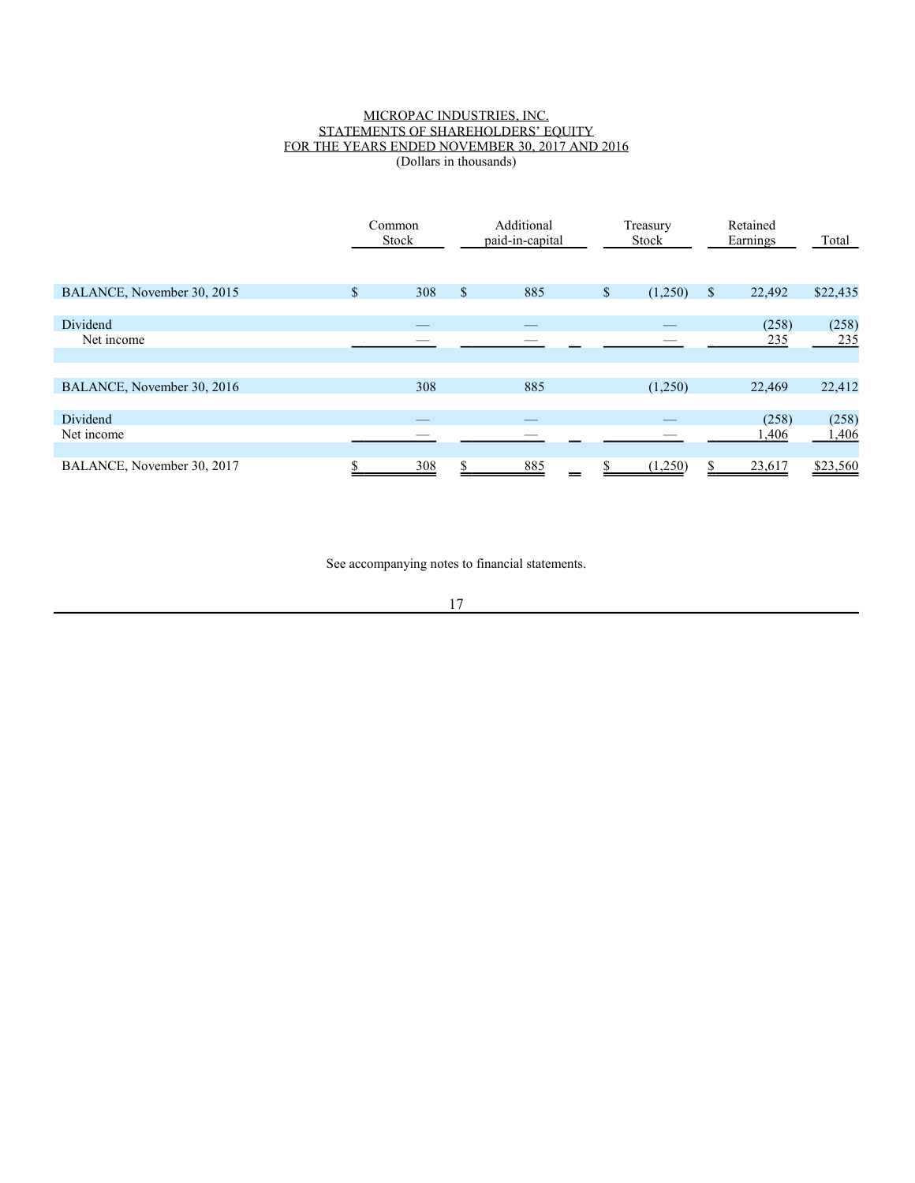MICROPAC INDUSTRIES, INC.
STATEMENTS OF SHAREHOLDERS' EQUITY
FOR THE YEARS ENDED NOVEMBER 30, 2017 AND 2016
(Dollars in thousands)

| | Common Stock | Additional paid-in-capital | Treasury Stock | Retained Earnings | Total |
|---|---|---|---|---|---|
| BALANCE, November 30, 2015 | $ 308 | $ 885 | $ (1,250) | $ 22,492 | $22,435 |
| Dividend | — | — | — | (258) | (258) |
| Net income | — | — | — | 235 | 235 |
| BALANCE, November 30, 2016 | 308 | 885 | (1,250) | 22,469 | 22,412 |
| Dividend | — | — | — | (258) | (258) |
| Net income | — | — | — | 1,406 | 1,406 |
| BALANCE, November 30, 2017 | $ 308 | $ 885 | $ (1,250) | $ 23,617 | $23,560 |

See accompanying notes to financial statements.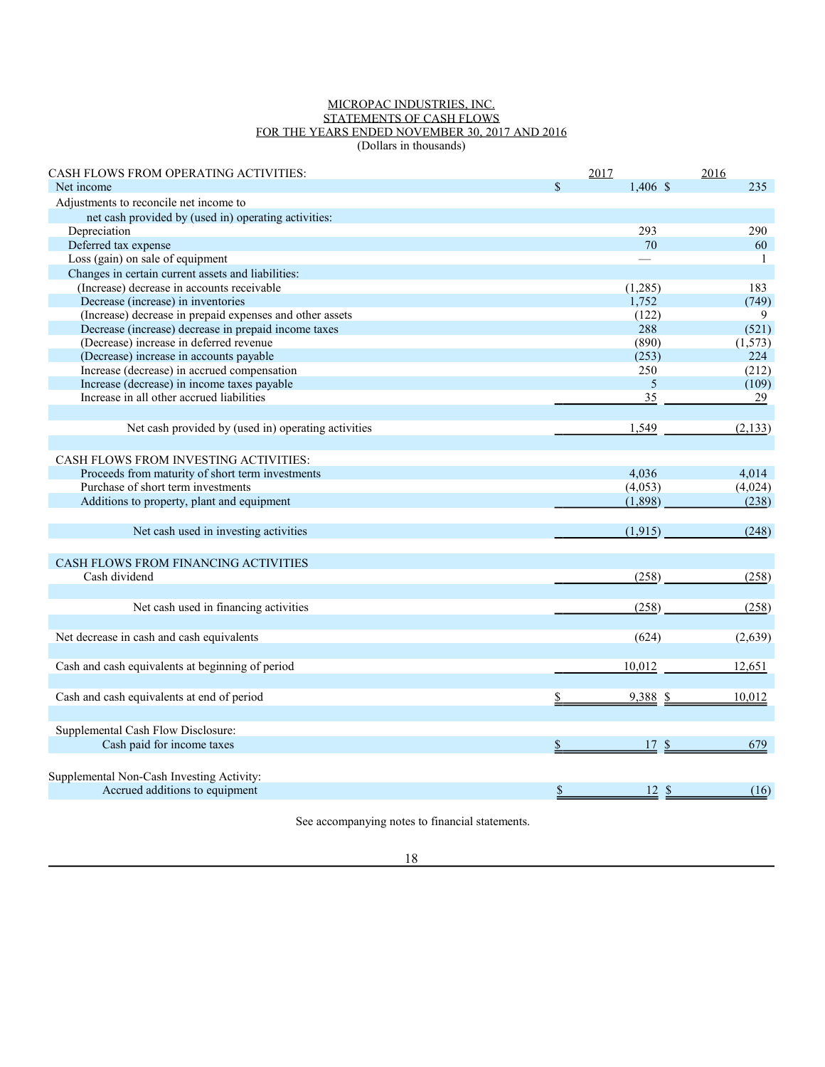# MICROPAC INDUSTRIES, INC.
## STATEMENTS OF CASH FLOWS
## FOR THE YEARS ENDED NOVEMBER 30, 2017 AND 2016
(Dollars in thousands)

| | 2017 | 2016 |
|---|---|---|
| CASH FLOWS FROM OPERATING ACTIVITIES: | | |
| Net income | $ 1,406 | $ 235 |
| Adjustments to reconcile net income to | | |
| net cash provided by (used in) operating activities: | | |
| Depreciation | 293 | 290 |
| Deferred tax expense | 70 | 60 |
| Loss (gain) on sale of equipment | — | 1 |
| Changes in certain current assets and liabilities: | | |
| (Increase) decrease in accounts receivable | (1,285) | 183 |
| Decrease (increase) in inventories | 1,752 | (749) |
| (Increase) decrease in prepaid expenses and other assets | (122) | 9 |
| Decrease (increase) decrease in prepaid income taxes | 288 | (521) |
| (Decrease) increase in deferred revenue | (890) | (1,573) |
| (Decrease) increase in accounts payable | (253) | 224 |
| Increase (decrease) in accrued compensation | 250 | (212) |
| Increase (decrease) in income taxes payable | 5 | (109) |
| Increase in all other accrued liabilities | 35 | 29 |
| Net cash provided by (used in) operating activities | 1,549 | (2,133) |
| CASH FLOWS FROM INVESTING ACTIVITIES: | | |
| Proceeds from maturity of short term investments | 4,036 | 4,014 |
| Purchase of short term investments | (4,053) | (4,024) |
| Additions to property, plant and equipment | (1,898) | (238) |
| Net cash used in investing activities | (1,915) | (248) |
| CASH FLOWS FROM FINANCING ACTIVITIES | | |
| Cash dividend | (258) | (258) |
| Net cash used in financing activities | (258) | (258) |
| Net decrease in cash and cash equivalents | (624) | (2,639) |
| Cash and cash equivalents at beginning of period | 10,012 | 12,651 |
| Cash and cash equivalents at end of period | $ 9,388 | $ 10,012 |
| Supplemental Cash Flow Disclosure: | | |
| Cash paid for income taxes | $ 17 | $ 679 |
| Supplemental Non-Cash Investing Activity: | | |
| Accrued additions to equipment | $ 12 | $ (16) |

See accompanying notes to financial statements.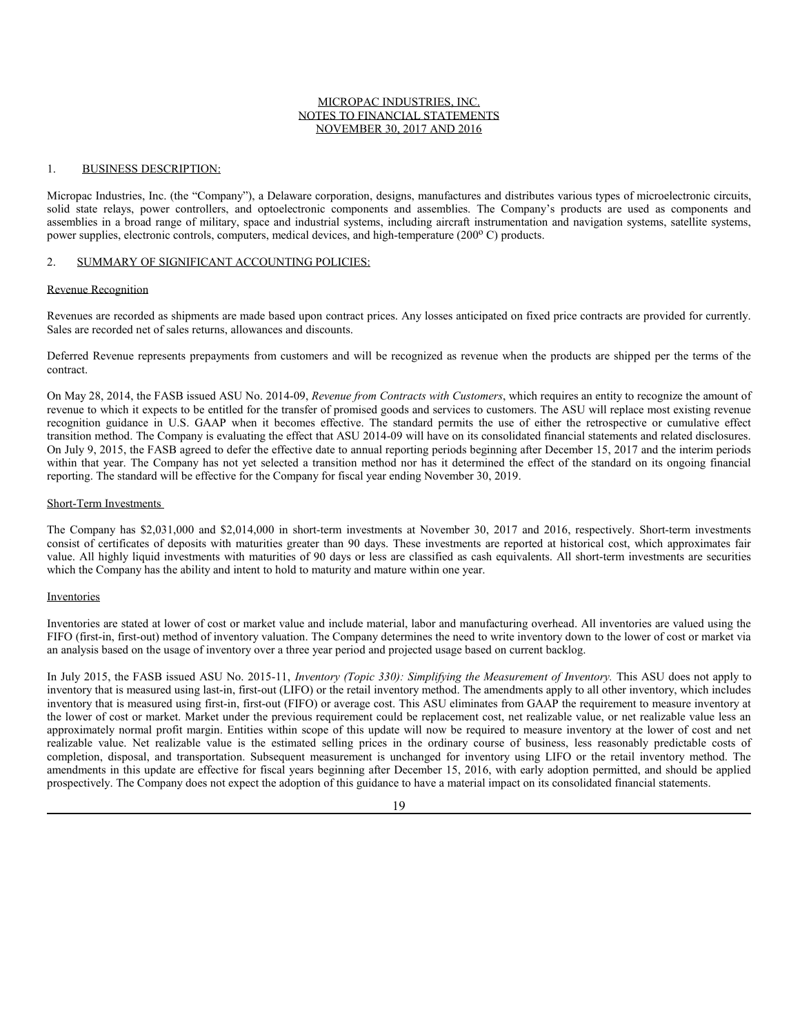MICROPAC INDUSTRIES, INC.
NOTES TO FINANCIAL STATEMENTS
NOVEMBER 30, 2017 AND 2016

## 1. BUSINESS DESCRIPTION:

Micropac Industries, Inc. (the "Company"), a Delaware corporation, designs, manufactures and distributes various types of microelectronic circuits, solid state relays, power controllers, and optoelectronic components and assemblies. The Company's products are used as components and assemblies in a broad range of military, space and industrial systems, including aircraft instrumentation and navigation systems, satellite systems, power supplies, electronic controls, computers, medical devices, and high-temperature (200$^{o}$ C) products.

## 2. SUMMARY OF SIGNIFICANT ACCOUNTING POLICIES:

### Revenue Recognition

Revenues are recorded as shipments are made based upon contract prices. Any losses anticipated on fixed price contracts are provided for currently. Sales are recorded net of sales returns, allowances and discounts.

Deferred Revenue represents prepayments from customers and will be recognized as revenue when the products are shipped per the terms of the contract.

On May 28, 2014, the FASB issued ASU No. 2014-09, *Revenue from Contracts with Customers*, which requires an entity to recognize the amount of revenue to which it expects to be entitled for the transfer of promised goods and services to customers. The ASU will replace most existing revenue recognition guidance in U.S. GAAP when it becomes effective. The standard permits the use of either the retrospective or cumulative effect transition method. The Company is evaluating the effect that ASU 2014-09 will have on its consolidated financial statements and related disclosures. On July 9, 2015, the FASB agreed to defer the effective date to annual reporting periods beginning after December 15, 2017 and the interim periods within that year. The Company has not yet selected a transition method nor has it determined the effect of the standard on its ongoing financial reporting. The standard will be effective for the Company for fiscal year ending November 30, 2019.

### Short-Term Investments

The Company has $2,031,000 and $2,014,000 in short-term investments at November 30, 2017 and 2016, respectively. Short-term investments consist of certificates of deposits with maturities greater than 90 days. These investments are reported at historical cost, which approximates fair value. All highly liquid investments with maturities of 90 days or less are classified as cash equivalents. All short-term investments are securities which the Company has the ability and intent to hold to maturity and mature within one year.

### Inventories

Inventories are stated at lower of cost or market value and include material, labor and manufacturing overhead. All inventories are valued using the FIFO (first-in, first-out) method of inventory valuation. The Company determines the need to write inventory down to the lower of cost or market via an analysis based on the usage of inventory over a three year period and projected usage based on current backlog.

In July 2015, the FASB issued ASU No. 2015-11, *Inventory (Topic 330): Simplifying the Measurement of Inventory.* This ASU does not apply to inventory that is measured using last-in, first-out (LIFO) or the retail inventory method. The amendments apply to all other inventory, which includes inventory that is measured using first-in, first-out (FIFO) or average cost. This ASU eliminates from GAAP the requirement to measure inventory at the lower of cost or market. Market under the previous requirement could be replacement cost, net realizable value, or net realizable value less an approximately normal profit margin. Entities within scope of this update will now be required to measure inventory at the lower of cost and net realizable value. Net realizable value is the estimated selling prices in the ordinary course of business, less reasonably predictable costs of completion, disposal, and transportation. Subsequent measurement is unchanged for inventory using LIFO or the retail inventory method. The amendments in this update are effective for fiscal years beginning after December 15, 2016, with early adoption permitted, and should be applied prospectively. The Company does not expect the adoption of this guidance to have a material impact on its consolidated financial statements.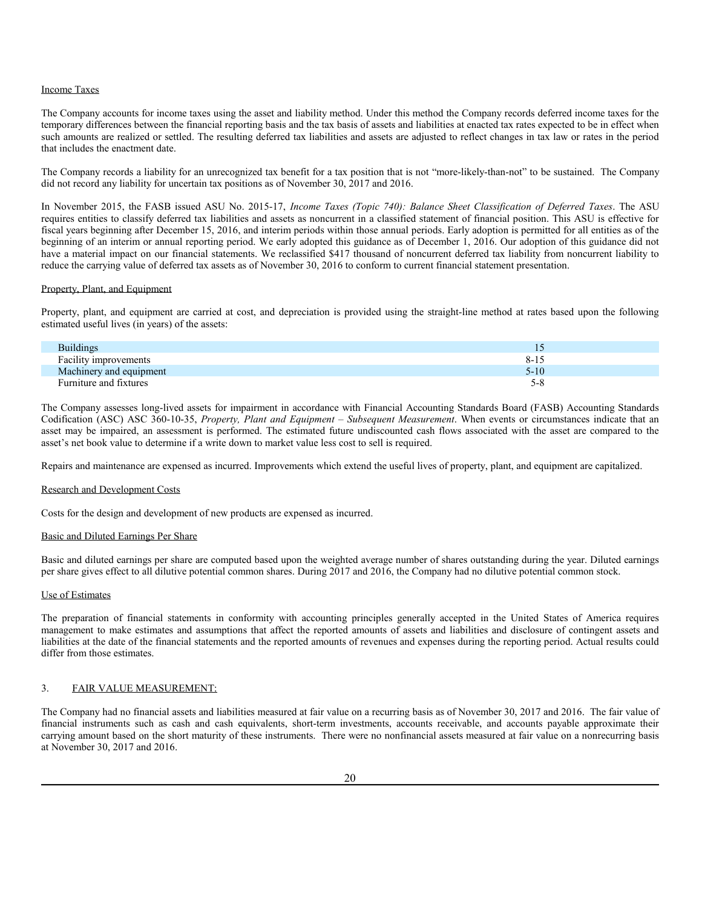Income Taxes

The Company accounts for income taxes using the asset and liability method. Under this method the Company records deferred income taxes for the temporary differences between the financial reporting basis and the tax basis of assets and liabilities at enacted tax rates expected to be in effect when such amounts are realized or settled. The resulting deferred tax liabilities and assets are adjusted to reflect changes in tax law or rates in the period that includes the enactment date.

The Company records a liability for an unrecognized tax benefit for a tax position that is not "more-likely-than-not" to be sustained. The Company did not record any liability for uncertain tax positions as of November 30, 2017 and 2016.

In November 2015, the FASB issued ASU No. 2015-17, *Income Taxes (Topic 740): Balance Sheet Classification of Deferred Taxes*. The ASU requires entities to classify deferred tax liabilities and assets as noncurrent in a classified statement of financial position. This ASU is effective for fiscal years beginning after December 15, 2016, and interim periods within those annual periods. Early adoption is permitted for all entities as of the beginning of an interim or annual reporting period. We early adopted this guidance as of December 1, 2016. Our adoption of this guidance did not have a material impact on our financial statements. We reclassified $417 thousand of noncurrent deferred tax liability from noncurrent liability to reduce the carrying value of deferred tax assets as of November 30, 2016 to conform to current financial statement presentation.

Property, Plant, and Equipment

Property, plant, and equipment are carried at cost, and depreciation is provided using the straight-line method at rates based upon the following estimated useful lives (in years) of the assets:

| | |
|---|---|
| Buildings | 15 |
| Facility improvements | 8-15 |
| Machinery and equipment | 5-10 |
| Furniture and fixtures | 5-8 |

The Company assesses long-lived assets for impairment in accordance with Financial Accounting Standards Board (FASB) Accounting Standards Codification (ASC) ASC 360-10-35, *Property, Plant and Equipment – Subsequent Measurement*. When events or circumstances indicate that an asset may be impaired, an assessment is performed. The estimated future undiscounted cash flows associated with the asset are compared to the asset's net book value to determine if a write down to market value less cost to sell is required.

Repairs and maintenance are expensed as incurred. Improvements which extend the useful lives of property, plant, and equipment are capitalized.

Research and Development Costs

Costs for the design and development of new products are expensed as incurred.

Basic and Diluted Earnings Per Share

Basic and diluted earnings per share are computed based upon the weighted average number of shares outstanding during the year. Diluted earnings per share gives effect to all dilutive potential common shares. During 2017 and 2016, the Company had no dilutive potential common stock.

Use of Estimates

The preparation of financial statements in conformity with accounting principles generally accepted in the United States of America requires management to make estimates and assumptions that affect the reported amounts of assets and liabilities and disclosure of contingent assets and liabilities at the date of the financial statements and the reported amounts of revenues and expenses during the reporting period. Actual results could differ from those estimates.

## 3. FAIR VALUE MEASUREMENT:

The Company had no financial assets and liabilities measured at fair value on a recurring basis as of November 30, 2017 and 2016. The fair value of financial instruments such as cash and cash equivalents, short-term investments, accounts receivable, and accounts payable approximate their carrying amount based on the short maturity of these instruments. There were no nonfinancial assets measured at fair value on a nonrecurring basis at November 30, 2017 and 2016.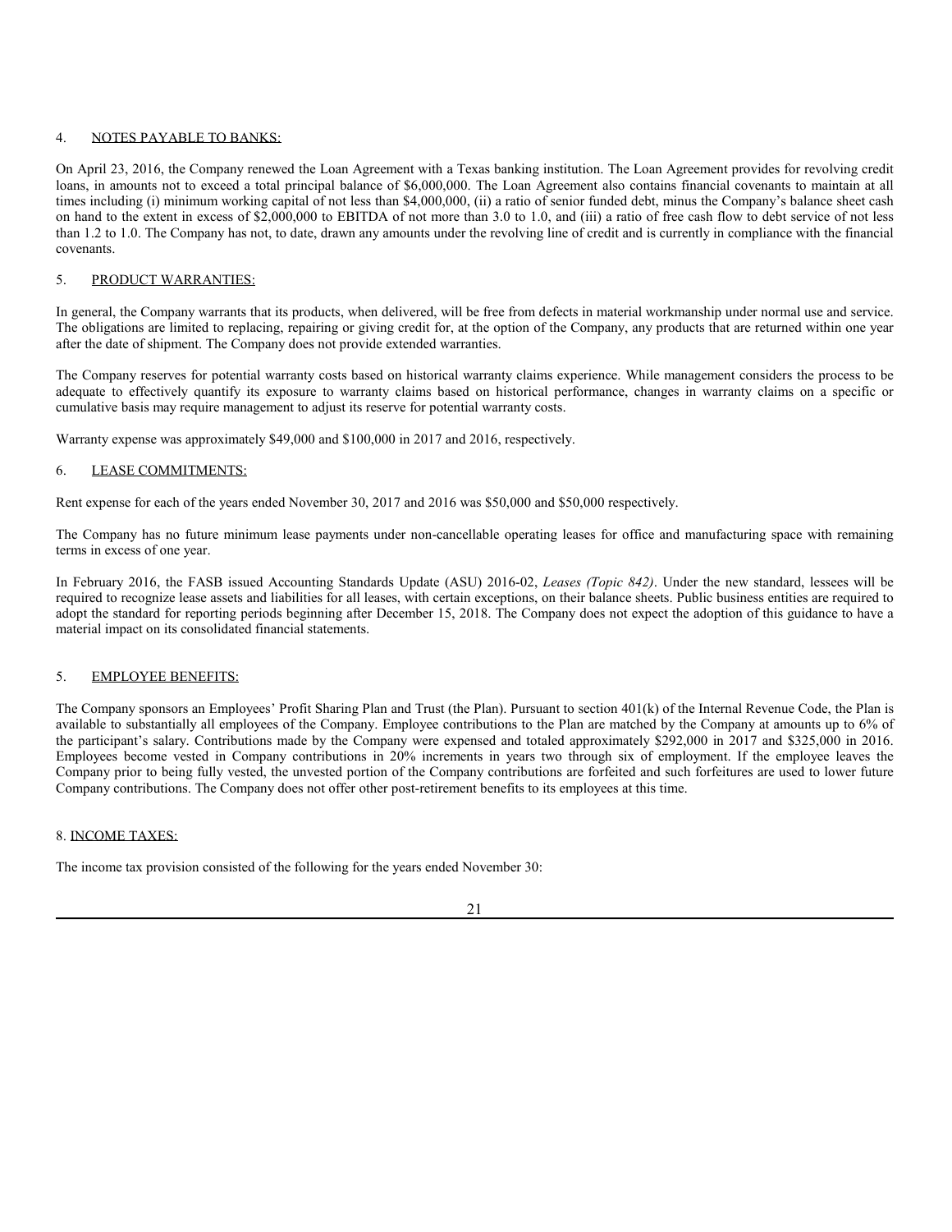## 4. NOTES PAYABLE TO BANKS:

On April 23, 2016, the Company renewed the Loan Agreement with a Texas banking institution. The Loan Agreement provides for revolving credit loans, in amounts not to exceed a total principal balance of $6,000,000. The Loan Agreement also contains financial covenants to maintain at all times including (i) minimum working capital of not less than $4,000,000, (ii) a ratio of senior funded debt, minus the Company's balance sheet cash on hand to the extent in excess of $2,000,000 to EBITDA of not more than 3.0 to 1.0, and (iii) a ratio of free cash flow to debt service of not less than 1.2 to 1.0. The Company has not, to date, drawn any amounts under the revolving line of credit and is currently in compliance with the financial covenants.

## 5. PRODUCT WARRANTIES:

In general, the Company warrants that its products, when delivered, will be free from defects in material workmanship under normal use and service. The obligations are limited to replacing, repairing or giving credit for, at the option of the Company, any products that are returned within one year after the date of shipment. The Company does not provide extended warranties.

The Company reserves for potential warranty costs based on historical warranty claims experience. While management considers the process to be adequate to effectively quantify its exposure to warranty claims based on historical performance, changes in warranty claims on a specific or cumulative basis may require management to adjust its reserve for potential warranty costs.

Warranty expense was approximately $49,000 and $100,000 in 2017 and 2016, respectively.

## 6. LEASE COMMITMENTS:

Rent expense for each of the years ended November 30, 2017 and 2016 was $50,000 and $50,000 respectively.

The Company has no future minimum lease payments under non-cancellable operating leases for office and manufacturing space with remaining terms in excess of one year.

In February 2016, the FASB issued Accounting Standards Update (ASU) 2016-02, *Leases (Topic 842)*. Under the new standard, lessees will be required to recognize lease assets and liabilities for all leases, with certain exceptions, on their balance sheets. Public business entities are required to adopt the standard for reporting periods beginning after December 15, 2018. The Company does not expect the adoption of this guidance to have a material impact on its consolidated financial statements.

## 5. EMPLOYEE BENEFITS:

The Company sponsors an Employees' Profit Sharing Plan and Trust (the Plan). Pursuant to section 401(k) of the Internal Revenue Code, the Plan is available to substantially all employees of the Company. Employee contributions to the Plan are matched by the Company at amounts up to 6% of the participant's salary. Contributions made by the Company were expensed and totaled approximately $292,000 in 2017 and $325,000 in 2016. Employees become vested in Company contributions in 20% increments in years two through six of employment. If the employee leaves the Company prior to being fully vested, the unvested portion of the Company contributions are forfeited and such forfeitures are used to lower future Company contributions. The Company does not offer other post-retirement benefits to its employees at this time.

## 8. INCOME TAXES:

The income tax provision consisted of the following for the years ended November 30: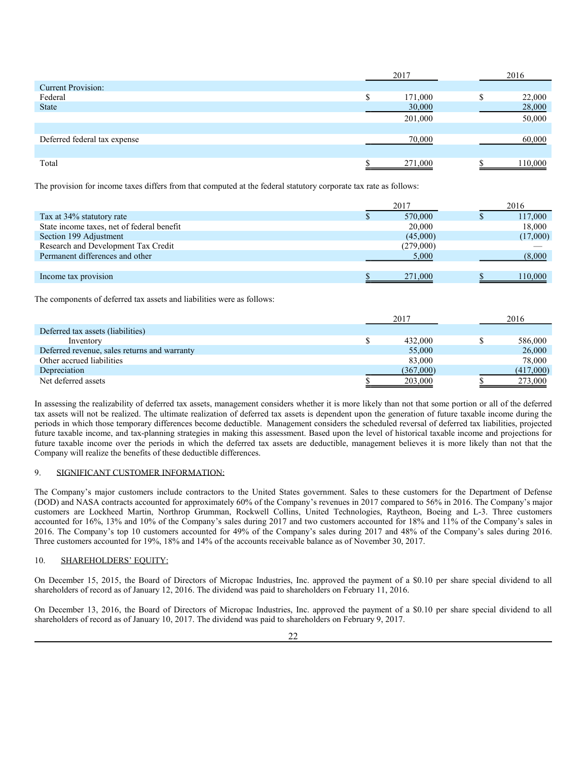| | 2017 | 2016 |
|---|---|---|
| Current Provision: | | |
| Federal | $ 171,000 | $ 22,000 |
| State | 30,000 | 28,000 |
| | 201,000 | 50,000 |
| | | |
| Deferred federal tax expense | 70,000 | 60,000 |
| | | |
| Total | $ 271,000 | $ 110,000 |

The provision for income taxes differs from that computed at the federal statutory corporate tax rate as follows:

| | 2017 | 2016 |
|---|---|---|
| Tax at 34% statutory rate | $ 570,000 | $ 117,000 |
| State income taxes, net of federal benefit | 20,000 | 18,000 |
| Section 199 Adjustment | (45,000) | (17,000) |
| Research and Development Tax Credit | (279,000) | — |
| Permanent differences and other | 5,000 | (8,000) |
| | | |
| Income tax provision | $ 271,000 | $ 110,000 |

The components of deferred tax assets and liabilities were as follows:

| | 2017 | 2016 |
|---|---|---|
| Deferred tax assets (liabilities) | | |
| Inventory | $ 432,000 | $ 586,000 |
| Deferred revenue, sales returns and warranty | 55,000 | 26,000 |
| Other accrued liabilities | 83,000 | 78,000 |
| Depreciation | (367,000) | (417,000) |
| Net deferred assets | $ 203,000 | $ 273,000 |

In assessing the realizability of deferred tax assets, management considers whether it is more likely than not that some portion or all of the deferred tax assets will not be realized. The ultimate realization of deferred tax assets is dependent upon the generation of future taxable income during the periods in which those temporary differences become deductible. Management considers the scheduled reversal of deferred tax liabilities, projected future taxable income, and tax-planning strategies in making this assessment. Based upon the level of historical taxable income and projections for future taxable income over the periods in which the deferred tax assets are deductible, management believes it is more likely than not that the Company will realize the benefits of these deductible differences.

## 9. SIGNIFICANT CUSTOMER INFORMATION:

The Company's major customers include contractors to the United States government. Sales to these customers for the Department of Defense (DOD) and NASA contracts accounted for approximately 60% of the Company's revenues in 2017 compared to 56% in 2016. The Company's major customers are Lockheed Martin, Northrop Grumman, Rockwell Collins, United Technologies, Raytheon, Boeing and L-3. Three customers accounted for 16%, 13% and 10% of the Company's sales during 2017 and two customers accounted for 18% and 11% of the Company's sales in 2016. The Company's top 10 customers accounted for 49% of the Company's sales during 2017 and 48% of the Company's sales during 2016. Three customers accounted for 19%, 18% and 14% of the accounts receivable balance as of November 30, 2017.

## 10. SHAREHOLDERS' EQUITY:

On December 15, 2015, the Board of Directors of Micropac Industries, Inc. approved the payment of a $0.10 per share special dividend to all shareholders of record as of January 12, 2016. The dividend was paid to shareholders on February 11, 2016.

On December 13, 2016, the Board of Directors of Micropac Industries, Inc. approved the payment of a $0.10 per share special dividend to all shareholders of record as of January 10, 2017. The dividend was paid to shareholders on February 9, 2017.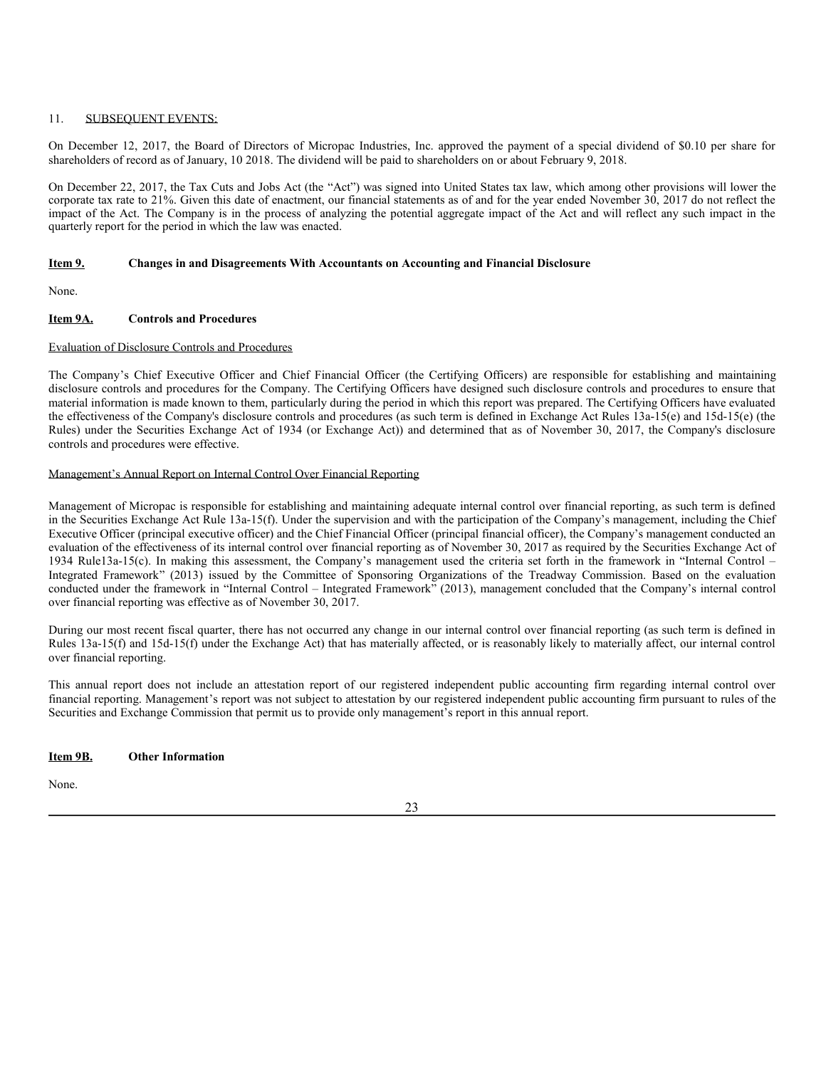11. SUBSEQUENT EVENTS:

On December 12, 2017, the Board of Directors of Micropac Industries, Inc. approved the payment of a special dividend of $0.10 per share for shareholders of record as of January, 10 2018. The dividend will be paid to shareholders on or about February 9, 2018.

On December 22, 2017, the Tax Cuts and Jobs Act (the "Act") was signed into United States tax law, which among other provisions will lower the corporate tax rate to 21%. Given this date of enactment, our financial statements as of and for the year ended November 30, 2017 do not reflect the impact of the Act. The Company is in the process of analyzing the potential aggregate impact of the Act and will reflect any such impact in the quarterly report for the period in which the law was enacted.

## Item 9. Changes in and Disagreements With Accountants on Accounting and Financial Disclosure

None.

## Item 9A. Controls and Procedures

Evaluation of Disclosure Controls and Procedures

The Company's Chief Executive Officer and Chief Financial Officer (the Certifying Officers) are responsible for establishing and maintaining disclosure controls and procedures for the Company. The Certifying Officers have designed such disclosure controls and procedures to ensure that material information is made known to them, particularly during the period in which this report was prepared. The Certifying Officers have evaluated the effectiveness of the Company's disclosure controls and procedures (as such term is defined in Exchange Act Rules 13a-15(e) and 15d-15(e) (the Rules) under the Securities Exchange Act of 1934 (or Exchange Act)) and determined that as of November 30, 2017, the Company's disclosure controls and procedures were effective.

Management's Annual Report on Internal Control Over Financial Reporting

Management of Micropac is responsible for establishing and maintaining adequate internal control over financial reporting, as such term is defined in the Securities Exchange Act Rule 13a-15(f). Under the supervision and with the participation of the Company's management, including the Chief Executive Officer (principal executive officer) and the Chief Financial Officer (principal financial officer), the Company's management conducted an evaluation of the effectiveness of its internal control over financial reporting as of November 30, 2017 as required by the Securities Exchange Act of 1934 Rule13a-15(c). In making this assessment, the Company's management used the criteria set forth in the framework in "Internal Control – Integrated Framework" (2013) issued by the Committee of Sponsoring Organizations of the Treadway Commission. Based on the evaluation conducted under the framework in "Internal Control – Integrated Framework" (2013), management concluded that the Company's internal control over financial reporting was effective as of November 30, 2017.

During our most recent fiscal quarter, there has not occurred any change in our internal control over financial reporting (as such term is defined in Rules 13a-15(f) and 15d-15(f) under the Exchange Act) that has materially affected, or is reasonably likely to materially affect, our internal control over financial reporting.

This annual report does not include an attestation report of our registered independent public accounting firm regarding internal control over financial reporting. Management's report was not subject to attestation by our registered independent public accounting firm pursuant to rules of the Securities and Exchange Commission that permit us to provide only management's report in this annual report.

## Item 9B. Other Information

None.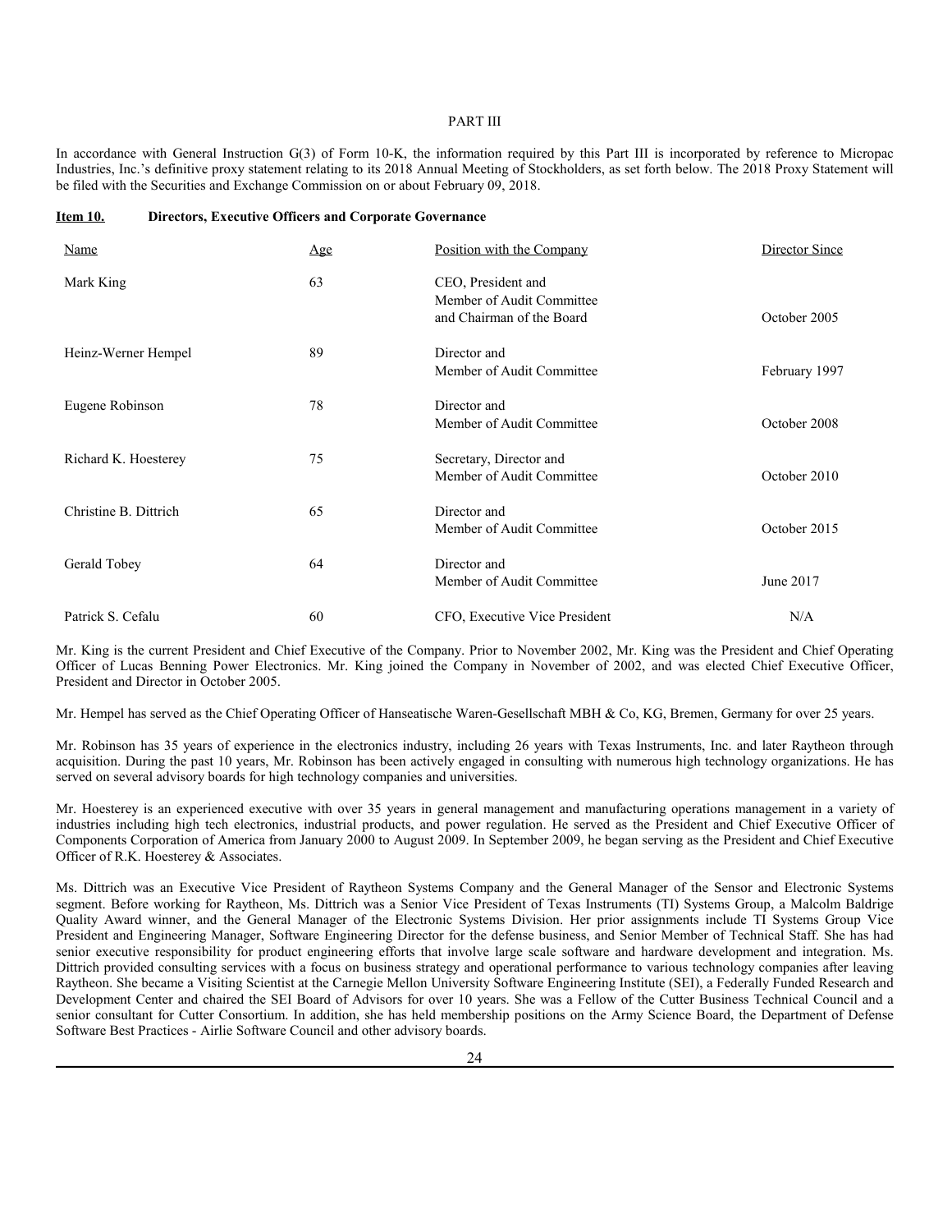PART III

In accordance with General Instruction G(3) of Form 10-K, the information required by this Part III is incorporated by reference to Micropac Industries, Inc.'s definitive proxy statement relating to its 2018 Annual Meeting of Stockholders, as set forth below. The 2018 Proxy Statement will be filed with the Securities and Exchange Commission on or about February 09, 2018.

**Item 10. Directors, Executive Officers and Corporate Governance**

| Name | Age | Position with the Company | Director Since |
|---|---|---|---|
| Mark King | 63 | CEO, President and Member of Audit Committee and Chairman of the Board | October 2005 |
| Heinz-Werner Hempel | 89 | Director and Member of Audit Committee | February 1997 |
| Eugene Robinson | 78 | Director and Member of Audit Committee | October 2008 |
| Richard K. Hoesterey | 75 | Secretary, Director and Member of Audit Committee | October 2010 |
| Christine B. Dittrich | 65 | Director and Member of Audit Committee | October 2015 |
| Gerald Tobey | 64 | Director and Member of Audit Committee | June 2017 |
| Patrick S. Cefalu | 60 | CFO, Executive Vice President | N/A |

Mr. King is the current President and Chief Executive of the Company. Prior to November 2002, Mr. King was the President and Chief Operating Officer of Lucas Benning Power Electronics. Mr. King joined the Company in November of 2002, and was elected Chief Executive Officer, President and Director in October 2005.

Mr. Hempel has served as the Chief Operating Officer of Hanseatische Waren-Gesellschaft MBH & Co, KG, Bremen, Germany for over 25 years.

Mr. Robinson has 35 years of experience in the electronics industry, including 26 years with Texas Instruments, Inc. and later Raytheon through acquisition. During the past 10 years, Mr. Robinson has been actively engaged in consulting with numerous high technology organizations. He has served on several advisory boards for high technology companies and universities.

Mr. Hoesterey is an experienced executive with over 35 years in general management and manufacturing operations management in a variety of industries including high tech electronics, industrial products, and power regulation. He served as the President and Chief Executive Officer of Components Corporation of America from January 2000 to August 2009. In September 2009, he began serving as the President and Chief Executive Officer of R.K. Hoesterey & Associates.

Ms. Dittrich was an Executive Vice President of Raytheon Systems Company and the General Manager of the Sensor and Electronic Systems segment. Before working for Raytheon, Ms. Dittrich was a Senior Vice President of Texas Instruments (TI) Systems Group, a Malcolm Baldrige Quality Award winner, and the General Manager of the Electronic Systems Division. Her prior assignments include TI Systems Group Vice President and Engineering Manager, Software Engineering Director for the defense business, and Senior Member of Technical Staff. She has had senior executive responsibility for product engineering efforts that involve large scale software and hardware development and integration. Ms. Dittrich provided consulting services with a focus on business strategy and operational performance to various technology companies after leaving Raytheon. She became a Visiting Scientist at the Carnegie Mellon University Software Engineering Institute (SEI), a Federally Funded Research and Development Center and chaired the SEI Board of Advisors for over 10 years. She was a Fellow of the Cutter Business Technical Council and a senior consultant for Cutter Consortium. In addition, she has held membership positions on the Army Science Board, the Department of Defense Software Best Practices - Airlie Software Council and other advisory boards.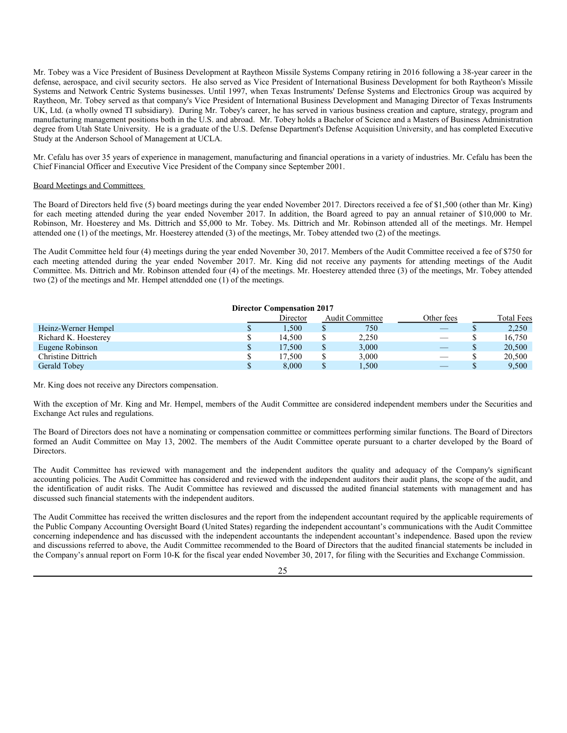Mr. Tobey was a Vice President of Business Development at Raytheon Missile Systems Company retiring in 2016 following a 38-year career in the defense, aerospace, and civil security sectors. He also served as Vice President of International Business Development for both Raytheon's Missile Systems and Network Centric Systems businesses. Until 1997, when Texas Instruments' Defense Systems and Electronics Group was acquired by Raytheon, Mr. Tobey served as that company's Vice President of International Business Development and Managing Director of Texas Instruments UK, Ltd. (a wholly owned TI subsidiary). During Mr. Tobey's career, he has served in various business creation and capture, strategy, program and manufacturing management positions both in the U.S. and abroad. Mr. Tobey holds a Bachelor of Science and a Masters of Business Administration degree from Utah State University. He is a graduate of the U.S. Defense Department's Defense Acquisition University, and has completed Executive Study at the Anderson School of Management at UCLA.

Mr. Cefalu has over 35 years of experience in management, manufacturing and financial operations in a variety of industries. Mr. Cefalu has been the Chief Financial Officer and Executive Vice President of the Company since September 2001.

Board Meetings and Committees

The Board of Directors held five (5) board meetings during the year ended November 2017. Directors received a fee of $1,500 (other than Mr. King) for each meeting attended during the year ended November 2017. In addition, the Board agreed to pay an annual retainer of $10,000 to Mr. Robinson, Mr. Hoesterey and Ms. Dittrich and $5,000 to Mr. Tobey. Ms. Dittrich and Mr. Robinson attended all of the meetings. Mr. Hempel attended one (1) of the meetings, Mr. Hoesterey attended (3) of the meetings, Mr. Tobey attended two (2) of the meetings.

The Audit Committee held four (4) meetings during the year ended November 30, 2017. Members of the Audit Committee received a fee of $750 for each meeting attended during the year ended November 2017. Mr. King did not receive any payments for attending meetings of the Audit Committee. Ms. Dittrich and Mr. Robinson attended four (4) of the meetings. Mr. Hoesterey attended three (3) of the meetings, Mr. Tobey attended two (2) of the meetings and Mr. Hempel attendded one (1) of the meetings.

**Director Compensation 2017**

| | Director | Audit Committee | Other fees | Total Fees |
|---|---|---|---|---|
| Heinz-Werner Hempel | $ 1,500 | $ 750 | — | $ 2,250 |
| Richard K. Hoesterey | $ 14,500 | $ 2,250 | — | $ 16,750 |
| Eugene Robinson | $ 17,500 | $ 3,000 | — | $ 20,500 |
| Christine Dittrich | $ 17,500 | $ 3,000 | — | $ 20,500 |
| Gerald Tobey | $ 8,000 | $ 1,500 | — | $ 9,500 |

Mr. King does not receive any Directors compensation.

With the exception of Mr. King and Mr. Hempel, members of the Audit Committee are considered independent members under the Securities and Exchange Act rules and regulations.

The Board of Directors does not have a nominating or compensation committee or committees performing similar functions. The Board of Directors formed an Audit Committee on May 13, 2002. The members of the Audit Committee operate pursuant to a charter developed by the Board of Directors.

The Audit Committee has reviewed with management and the independent auditors the quality and adequacy of the Company's significant accounting policies. The Audit Committee has considered and reviewed with the independent auditors their audit plans, the scope of the audit, and the identification of audit risks. The Audit Committee has reviewed and discussed the audited financial statements with management and has discussed such financial statements with the independent auditors.

The Audit Committee has received the written disclosures and the report from the independent accountant required by the applicable requirements of the Public Company Accounting Oversight Board (United States) regarding the independent accountant's communications with the Audit Committee concerning independence and has discussed with the independent accountants the independent accountant's independence. Based upon the review and discussions referred to above, the Audit Committee recommended to the Board of Directors that the audited financial statements be included in the Company's annual report on Form 10-K for the fiscal year ended November 30, 2017, for filing with the Securities and Exchange Commission.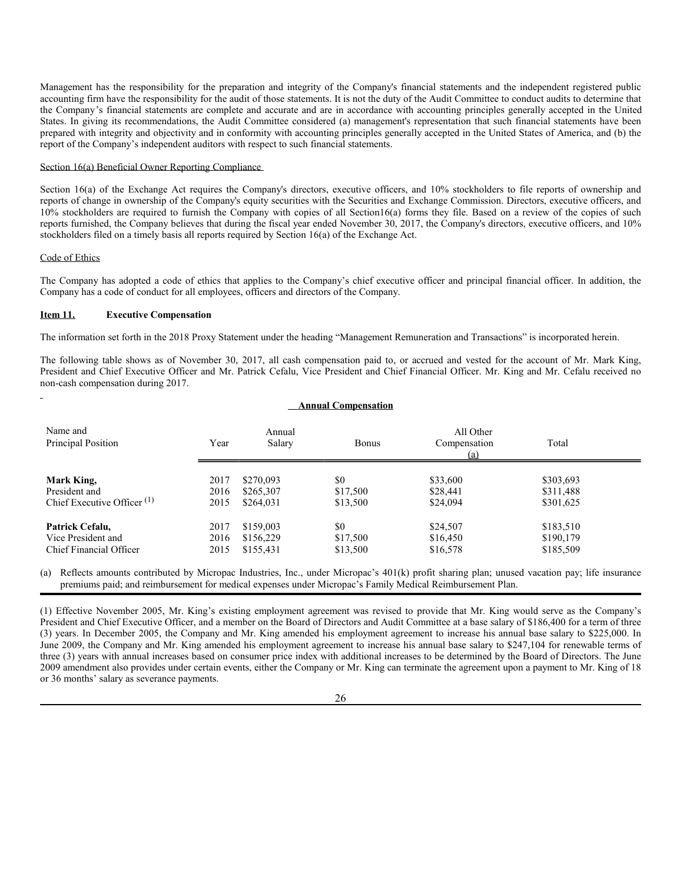Management has the responsibility for the preparation and integrity of the Company's financial statements and the independent registered public accounting firm have the responsibility for the audit of those statements. It is not the duty of the Audit Committee to conduct audits to determine that the Company's financial statements are complete and accurate and are in accordance with accounting principles generally accepted in the United States. In giving its recommendations, the Audit Committee considered (a) management's representation that such financial statements have been prepared with integrity and objectivity and in conformity with accounting principles generally accepted in the United States of America, and (b) the report of the Company's independent auditors with respect to such financial statements.

Section 16(a) Beneficial Owner Reporting Compliance

Section 16(a) of the Exchange Act requires the Company's directors, executive officers, and 10% stockholders to file reports of ownership and reports of change in ownership of the Company's equity securities with the Securities and Exchange Commission. Directors, executive officers, and 10% stockholders are required to furnish the Company with copies of all Section16(a) forms they file. Based on a review of the copies of such reports furnished, the Company believes that during the fiscal year ended November 30, 2017, the Company's directors, executive officers, and 10% stockholders filed on a timely basis all reports required by Section 16(a) of the Exchange Act.

Code of Ethics

The Company has adopted a code of ethics that applies to the Company's chief executive officer and principal financial officer. In addition, the Company has a code of conduct for all employees, officers and directors of the Company.

**Item 11. Executive Compensation**

The information set forth in the 2018 Proxy Statement under the heading "Management Remuneration and Transactions" is incorporated herein.

The following table shows as of November 30, 2017, all cash compensation paid to, or accrued and vested for the account of Mr. Mark King, President and Chief Executive Officer and Mr. Patrick Cefalu, Vice President and Chief Financial Officer. Mr. King and Mr. Cefalu received no non-cash compensation during 2017.

**Annual Compensation**

| Name and Principal Position | Year | Annual Salary | Bonus | All Other Compensation (a) | Total |
|---|---|---|---|---|---|
| **Mark King,** | 2017 | $270,093 | $0 | $33,600 | $303,693 |
| President and | 2016 | $265,307 | $17,500 | $28,441 | $311,488 |
| Chief Executive Officer (1) | 2015 | $264,031 | $13,500 | $24,094 | $301,625 |
| **Patrick Cefalu,** | 2017 | $159,003 | $0 | $24,507 | $183,510 |
| Vice President and | 2016 | $156,229 | $17,500 | $16,450 | $190,179 |
| Chief Financial Officer | 2015 | $155,431 | $13,500 | $16,578 | $185,509 |

(a) Reflects amounts contributed by Micropac Industries, Inc., under Micropac's 401(k) profit sharing plan; unused vacation pay; life insurance premiums paid; and reimbursement for medical expenses under Micropac's Family Medical Reimbursement Plan.

(1) Effective November 2005, Mr. King's existing employment agreement was revised to provide that Mr. King would serve as the Company's President and Chief Executive Officer, and a member on the Board of Directors and Audit Committee at a base salary of $186,400 for a term of three (3) years. In December 2005, the Company and Mr. King amended his employment agreement to increase his annual base salary to $225,000. In June 2009, the Company and Mr. King amended his employment agreement to increase his annual base salary to $247,104 for renewable terms of three (3) years with annual increases based on consumer price index with additional increases to be determined by the Board of Directors. The June 2009 amendment also provides under certain events, either the Company or Mr. King can terminate the agreement upon a payment to Mr. King of 18 or 36 months' salary as severance payments.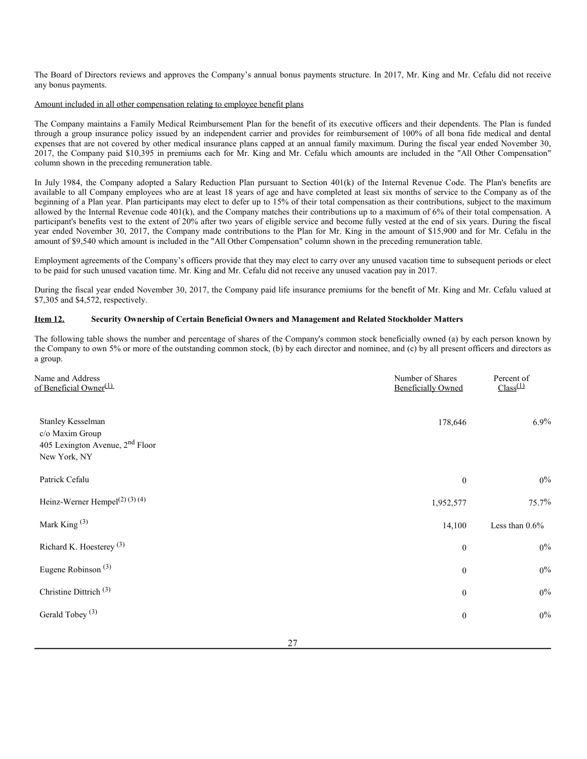The Board of Directors reviews and approves the Company's annual bonus payments structure. In 2017, Mr. King and Mr. Cefalu did not receive any bonus payments.

Amount included in all other compensation relating to employee benefit plans

The Company maintains a Family Medical Reimbursement Plan for the benefit of its executive officers and their dependents. The Plan is funded through a group insurance policy issued by an independent carrier and provides for reimbursement of 100% of all bona fide medical and dental expenses that are not covered by other medical insurance plans capped at an annual family maximum. During the fiscal year ended November 30, 2017, the Company paid $10,395 in premiums each for Mr. King and Mr. Cefalu which amounts are included in the "All Other Compensation" column shown in the preceding remuneration table.

In July 1984, the Company adopted a Salary Reduction Plan pursuant to Section 401(k) of the Internal Revenue Code. The Plan's benefits are available to all Company employees who are at least 18 years of age and have completed at least six months of service to the Company as of the beginning of a Plan year. Plan participants may elect to defer up to 15% of their total compensation as their contributions, subject to the maximum allowed by the Internal Revenue code 401(k), and the Company matches their contributions up to a maximum of 6% of their total compensation. A participant's benefits vest to the extent of 20% after two years of eligible service and become fully vested at the end of six years. During the fiscal year ended November 30, 2017, the Company made contributions to the Plan for Mr. King in the amount of $15,900 and for Mr. Cefalu in the amount of $9,540 which amount is included in the "All Other Compensation" column shown in the preceding remuneration table.

Employment agreements of the Company's officers provide that they may elect to carry over any unused vacation time to subsequent periods or elect to be paid for such unused vacation time. Mr. King and Mr. Cefalu did not receive any unused vacation pay in 2017.

During the fiscal year ended November 30, 2017, the Company paid life insurance premiums for the benefit of Mr. King and Mr. Cefalu valued at $7,305 and $4,572, respectively.

### Item 12. Security Ownership of Certain Beneficial Owners and Management and Related Stockholder Matters

The following table shows the number and percentage of shares of the Company's common stock beneficially owned (a) by each person known by the Company to own 5% or more of the outstanding common stock, (b) by each director and nominee, and (c) by all present officers and directors as a group.

| Name and Address of Beneficial Owner[1] | Number of Shares Beneficially Owned | Percent of Class[1] |
|---|---|---|
| Stanley Kesselman<br>c/o Maxim Group<br>405 Lexington Avenue, 2nd Floor<br>New York, NY | 178,646 | 6.9% |
| Patrick Cefalu | 0 | 0% |
| Heinz-Werner Hempel[2] [3] [4] | 1,952,577 | 75.7% |
| Mark King [3] | 14,100 | Less than 0.6% |
| Richard K. Hoesterey [3] | 0 | 0% |
| Eugene Robinson [3] | 0 | 0% |
| Christine Dittrich [3] | 0 | 0% |
| Gerald Tobey [3] | 0 | 0% |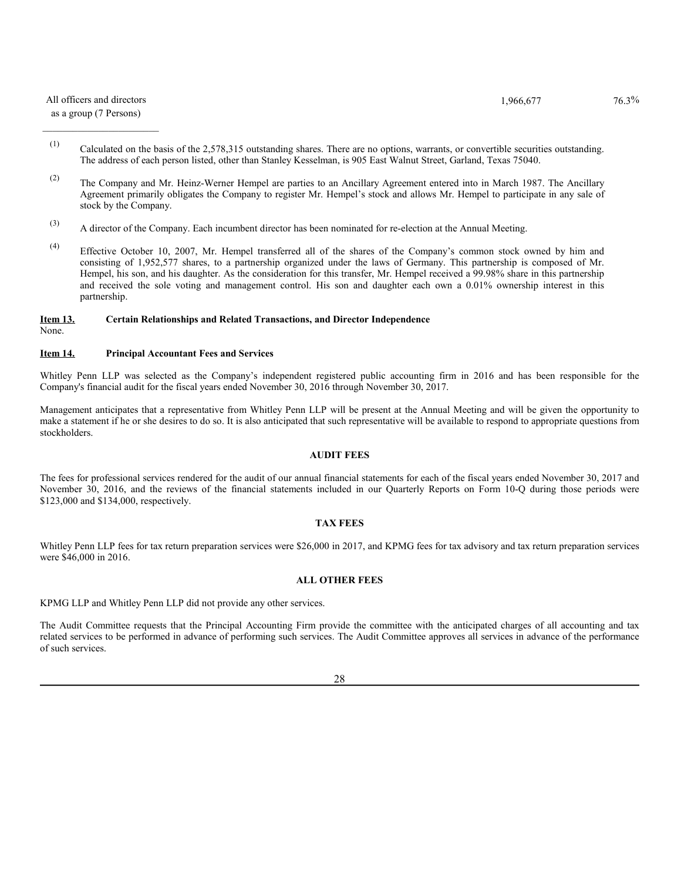| | | |
|---|---|---|
| All officers and directors as a group (7 Persons) | 1,966,677 | 76.3% |

(1) Calculated on the basis of the 2,578,315 outstanding shares. There are no options, warrants, or convertible securities outstanding. The address of each person listed, other than Stanley Kesselman, is 905 East Walnut Street, Garland, Texas 75040.

(2) The Company and Mr. Heinz-Werner Hempel are parties to an Ancillary Agreement entered into in March 1987. The Ancillary Agreement primarily obligates the Company to register Mr. Hempel's stock and allows Mr. Hempel to participate in any sale of stock by the Company.

(3) A director of the Company. Each incumbent director has been nominated for re-election at the Annual Meeting.

(4) Effective October 10, 2007, Mr. Hempel transferred all of the shares of the Company's common stock owned by him and consisting of 1,952,577 shares, to a partnership organized under the laws of Germany. This partnership is composed of Mr. Hempel, his son, and his daughter. As the consideration for this transfer, Mr. Hempel received a 99.98% share in this partnership and received the sole voting and management control. His son and daughter each own a 0.01% ownership interest in this partnership.

## Item 13. Certain Relationships and Related Transactions, and Director Independence

None.

## Item 14. Principal Accountant Fees and Services

Whitley Penn LLP was selected as the Company's independent registered public accounting firm in 2016 and has been responsible for the Company's financial audit for the fiscal years ended November 30, 2016 through November 30, 2017.

Management anticipates that a representative from Whitley Penn LLP will be present at the Annual Meeting and will be given the opportunity to make a statement if he or she desires to do so. It is also anticipated that such representative will be available to respond to appropriate questions from stockholders.

### AUDIT FEES

The fees for professional services rendered for the audit of our annual financial statements for each of the fiscal years ended November 30, 2017 and November 30, 2016, and the reviews of the financial statements included in our Quarterly Reports on Form 10-Q during those periods were $123,000 and $134,000, respectively.

### TAX FEES

Whitley Penn LLP fees for tax return preparation services were $26,000 in 2017, and KPMG fees for tax advisory and tax return preparation services were $46,000 in 2016.

### ALL OTHER FEES

KPMG LLP and Whitley Penn LLP did not provide any other services.

The Audit Committee requests that the Principal Accounting Firm provide the committee with the anticipated charges of all accounting and tax related services to be performed in advance of performing such services. The Audit Committee approves all services in advance of the performance of such services.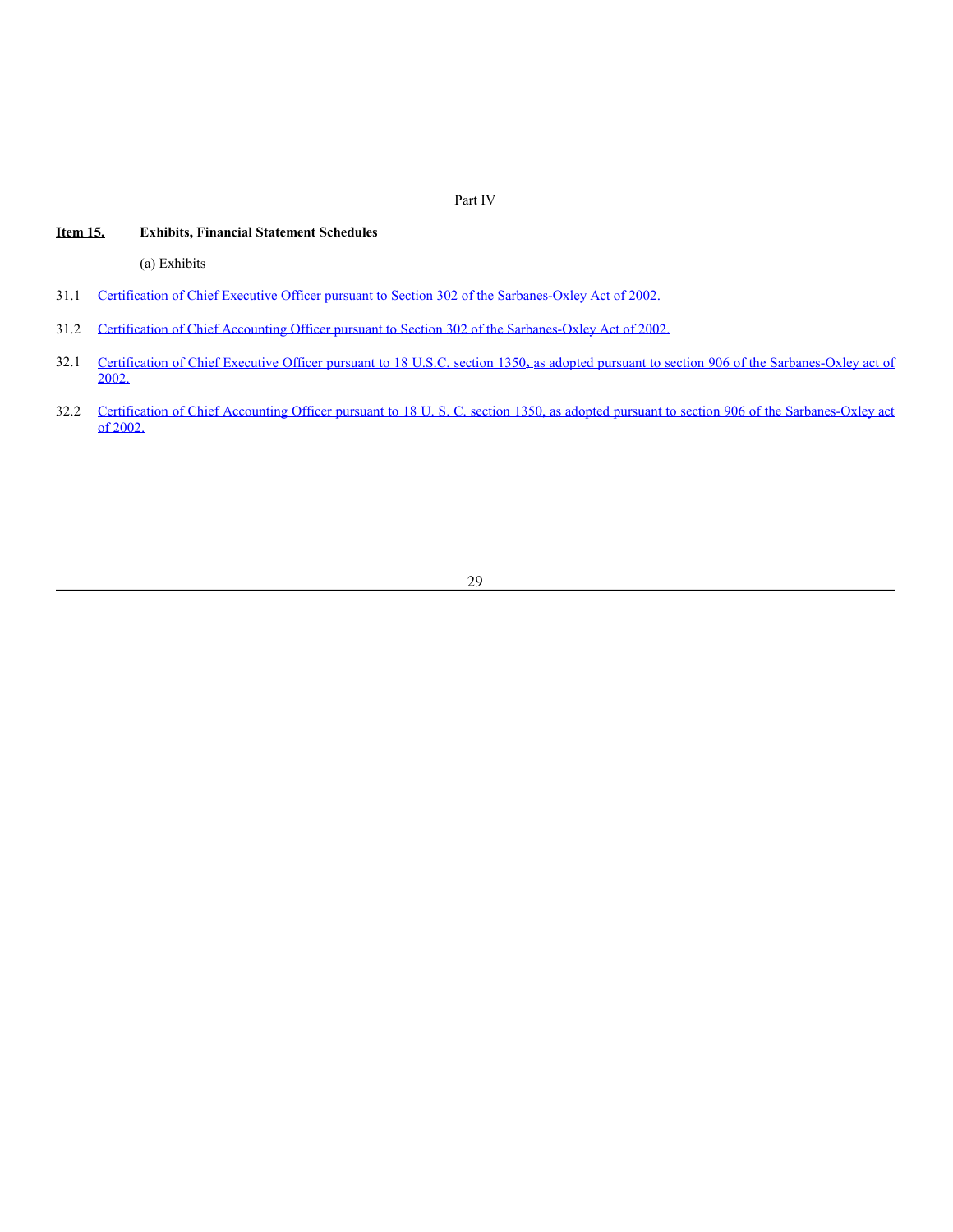Part IV

**Item 15.** **Exhibits, Financial Statement Schedules**

(a) Exhibits

31.1 Certification of Chief Executive Officer pursuant to Section 302 of the Sarbanes-Oxley Act of 2002.

31.2 Certification of Chief Accounting Officer pursuant to Section 302 of the Sarbanes-Oxley Act of 2002.

32.1 Certification of Chief Executive Officer pursuant to 18 U.S.C. section 1350, as adopted pursuant to section 906 of the Sarbanes-Oxley act of 2002.

32.2 Certification of Chief Accounting Officer pursuant to 18 U. S. C. section 1350, as adopted pursuant to section 906 of the Sarbanes-Oxley act of 2002.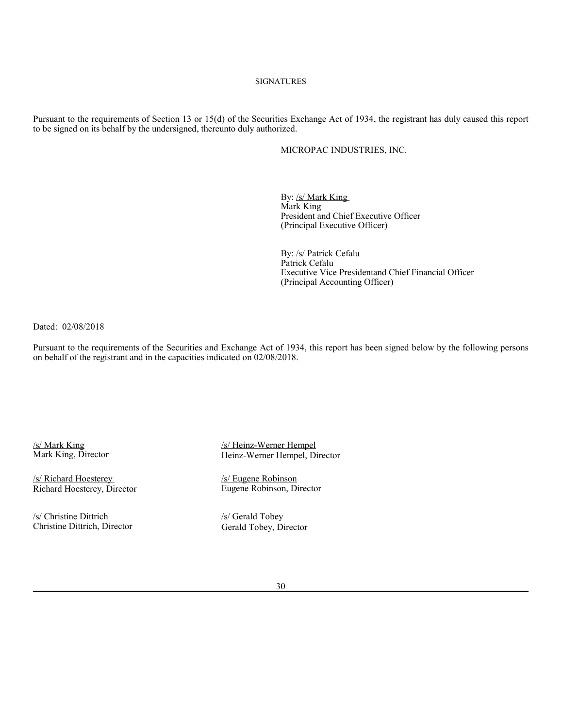SIGNATURES

Pursuant to the requirements of Section 13 or 15(d) of the Securities Exchange Act of 1934, the registrant has duly caused this report to be signed on its behalf by the undersigned, thereunto duly authorized.

MICROPAC INDUSTRIES, INC.

By: /s/ Mark King
Mark King
President and Chief Executive Officer
(Principal Executive Officer)

By: /s/ Patrick Cefalu
Patrick Cefalu
Executive Vice Presidentand Chief Financial Officer
(Principal Accounting Officer)

Dated: 02/08/2018

Pursuant to the requirements of the Securities and Exchange Act of 1934, this report has been signed below by the following persons on behalf of the registrant and in the capacities indicated on 02/08/2018.

/s/ Mark King
Mark King, Director

/s/ Heinz-Werner Hempel
Heinz-Werner Hempel, Director

/s/ Richard Hoesterey
Richard Hoesterey, Director

/s/ Eugene Robinson
Eugene Robinson, Director

/s/ Christine Dittrich
Christine Dittrich, Director

/s/ Gerald Tobey
Gerald Tobey, Director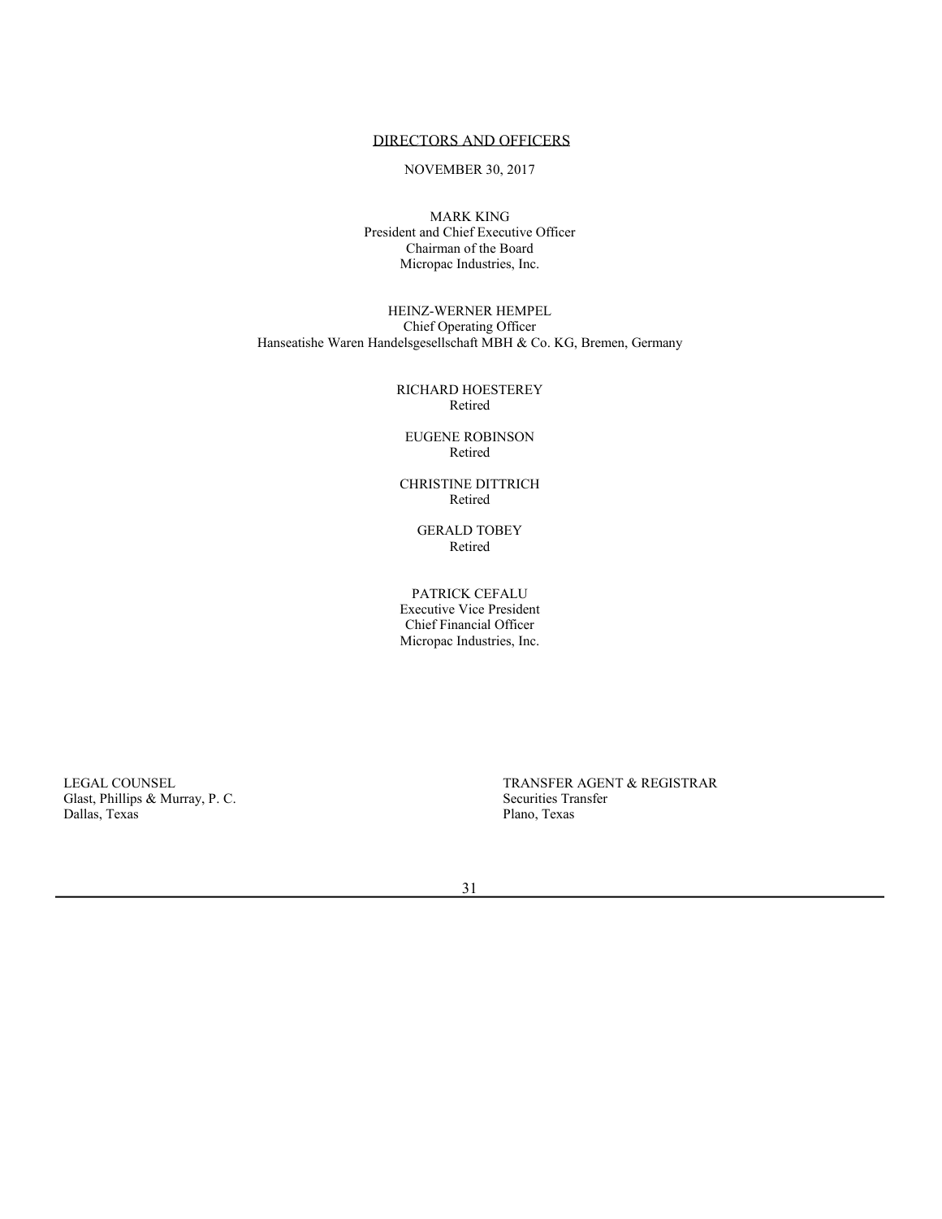## DIRECTORS AND OFFICERS

NOVEMBER 30, 2017

MARK KING
President and Chief Executive Officer
Chairman of the Board
Micropac Industries, Inc.

HEINZ-WERNER HEMPEL
Chief Operating Officer
Hanseatishe Waren Handelsgesellschaft MBH & Co. KG, Bremen, Germany

RICHARD HOESTEREY
Retired

EUGENE ROBINSON
Retired

CHRISTINE DITTRICH
Retired

GERALD TOBEY
Retired

PATRICK CEFALU
Executive Vice President
Chief Financial Officer
Micropac Industries, Inc.

LEGAL COUNSEL
Glast, Phillips & Murray, P. C.
Dallas, Texas

TRANSFER AGENT & REGISTRAR
Securities Transfer
Plano, Texas